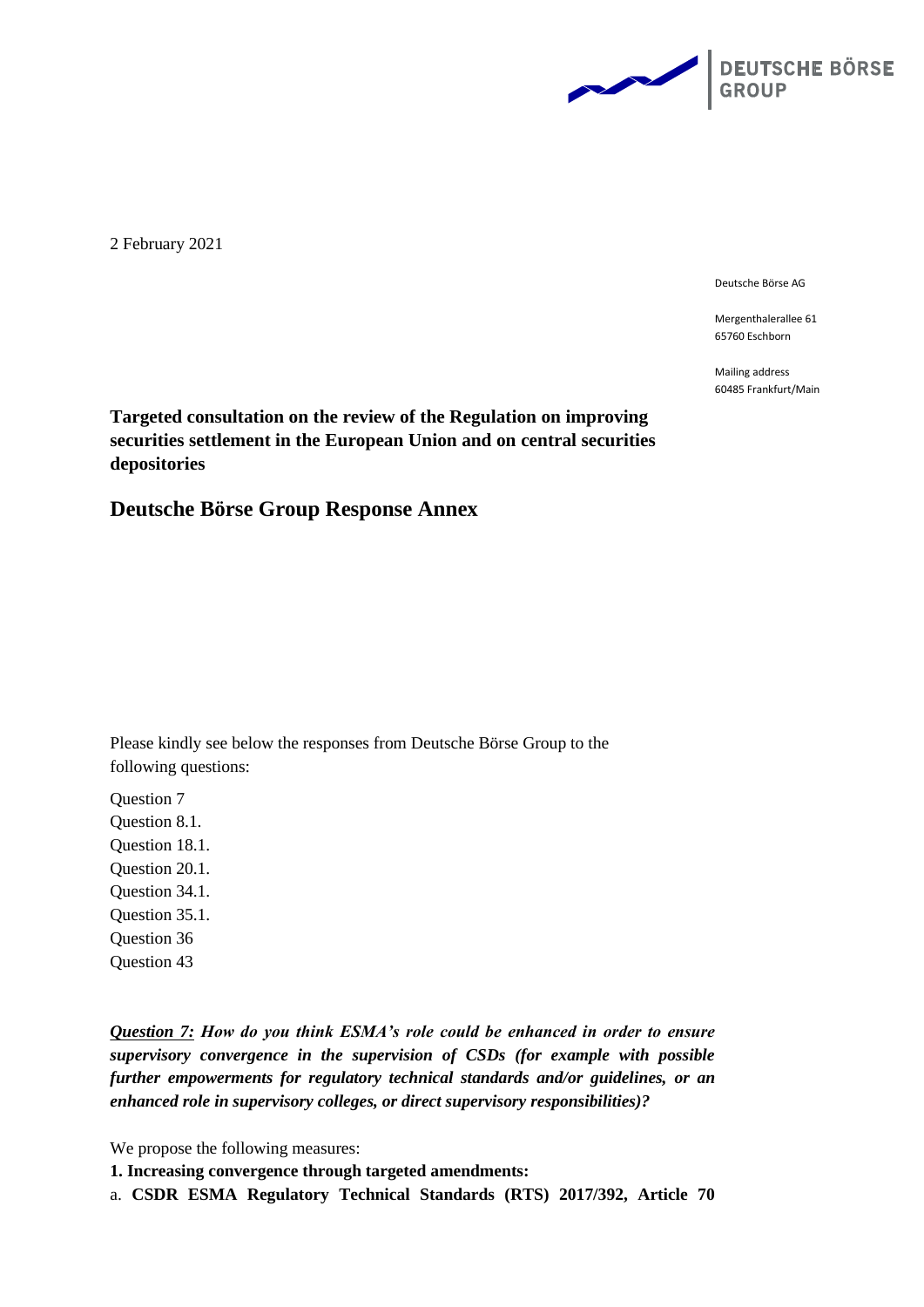DEUTSCHE BÖRSE GROUP

2 February 2021

Deutsche Börse AG

Mergenthalerallee 61
65760 Eschborn

Mailing address
60485 Frankfurt/Main

**Targeted consultation on the review of the Regulation on improving securities settlement in the European Union and on central securities depositories**

## Deutsche Börse Group Response Annex

Please kindly see below the responses from Deutsche Börse Group to the following questions:

Question 7
Question 8.1.
Question 18.1.
Question 20.1.
Question 34.1.
Question 35.1.
Question 36
Question 43

***Question 7:*** ***How do you think ESMA's role could be enhanced in order to ensure supervisory convergence in the supervision of CSDs (for example with possible further empowerments for regulatory technical standards and/or guidelines, or an enhanced role in supervisory colleges, or direct supervisory responsibilities)?***

We propose the following measures:

**1. Increasing convergence through targeted amendments:**

a. **CSDR ESMA Regulatory Technical Standards (RTS) 2017/392, Article 70**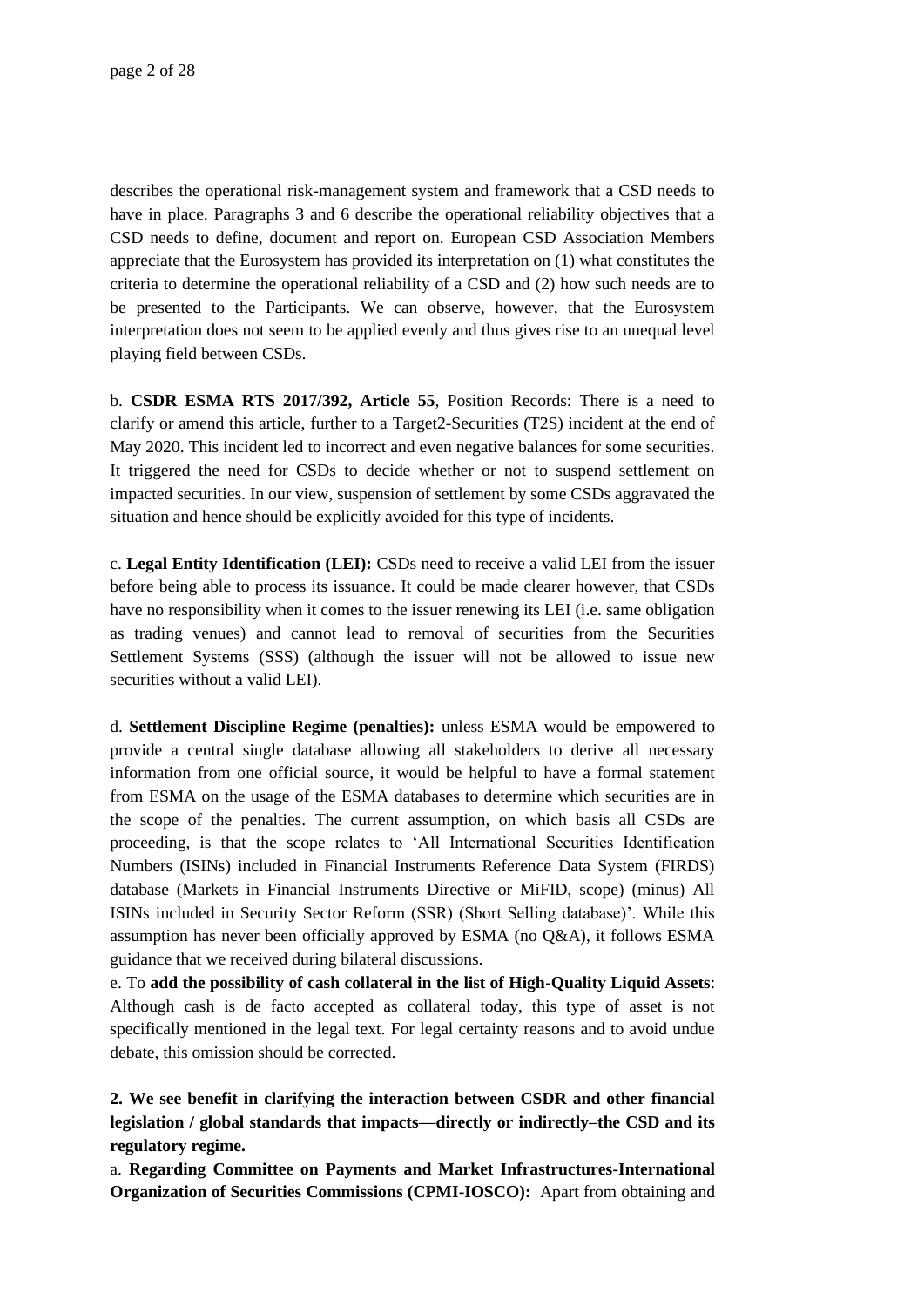describes the operational risk-management system and framework that a CSD needs to have in place. Paragraphs 3 and 6 describe the operational reliability objectives that a CSD needs to define, document and report on. European CSD Association Members appreciate that the Eurosystem has provided its interpretation on (1) what constitutes the criteria to determine the operational reliability of a CSD and (2) how such needs are to be presented to the Participants. We can observe, however, that the Eurosystem interpretation does not seem to be applied evenly and thus gives rise to an unequal level playing field between CSDs.

b. **CSDR ESMA RTS 2017/392, Article 55**, Position Records: There is a need to clarify or amend this article, further to a Target2-Securities (T2S) incident at the end of May 2020. This incident led to incorrect and even negative balances for some securities. It triggered the need for CSDs to decide whether or not to suspend settlement on impacted securities. In our view, suspension of settlement by some CSDs aggravated the situation and hence should be explicitly avoided for this type of incidents.

c. **Legal Entity Identification (LEI):** CSDs need to receive a valid LEI from the issuer before being able to process its issuance. It could be made clearer however, that CSDs have no responsibility when it comes to the issuer renewing its LEI (i.e. same obligation as trading venues) and cannot lead to removal of securities from the Securities Settlement Systems (SSS) (although the issuer will not be allowed to issue new securities without a valid LEI).

d. **Settlement Discipline Regime (penalties):** unless ESMA would be empowered to provide a central single database allowing all stakeholders to derive all necessary information from one official source, it would be helpful to have a formal statement from ESMA on the usage of the ESMA databases to determine which securities are in the scope of the penalties. The current assumption, on which basis all CSDs are proceeding, is that the scope relates to 'All International Securities Identification Numbers (ISINs) included in Financial Instruments Reference Data System (FIRDS) database (Markets in Financial Instruments Directive or MiFID, scope) (minus) All ISINs included in Security Sector Reform (SSR) (Short Selling database)'. While this assumption has never been officially approved by ESMA (no Q&A), it follows ESMA guidance that we received during bilateral discussions.

e. To **add the possibility of cash collateral in the list of High-Quality Liquid Assets**: Although cash is de facto accepted as collateral today, this type of asset is not specifically mentioned in the legal text. For legal certainty reasons and to avoid undue debate, this omission should be corrected.

**2. We see benefit in clarifying the interaction between CSDR and other financial legislation / global standards that impacts—directly or indirectly–the CSD and its regulatory regime.**

a. **Regarding Committee on Payments and Market Infrastructures-International Organization of Securities Commissions (CPMI-IOSCO):** Apart from obtaining and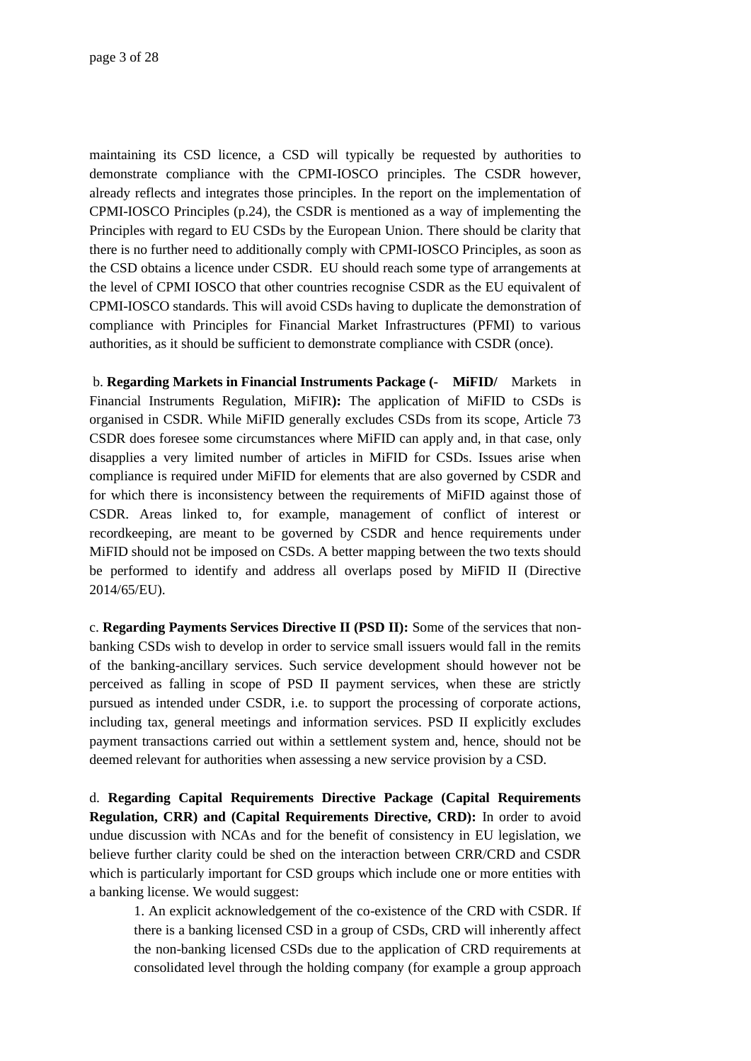maintaining its CSD licence, a CSD will typically be requested by authorities to demonstrate compliance with the CPMI-IOSCO principles. The CSDR however, already reflects and integrates those principles. In the report on the implementation of CPMI-IOSCO Principles (p.24), the CSDR is mentioned as a way of implementing the Principles with regard to EU CSDs by the European Union. There should be clarity that there is no further need to additionally comply with CPMI-IOSCO Principles, as soon as the CSD obtains a licence under CSDR. EU should reach some type of arrangements at the level of CPMI IOSCO that other countries recognise CSDR as the EU equivalent of CPMI-IOSCO standards. This will avoid CSDs having to duplicate the demonstration of compliance with Principles for Financial Market Infrastructures (PFMI) to various authorities, as it should be sufficient to demonstrate compliance with CSDR (once).

b. **Regarding Markets in Financial Instruments Package (- MiFID/** Markets in Financial Instruments Regulation, MiFIR**):** The application of MiFID to CSDs is organised in CSDR. While MiFID generally excludes CSDs from its scope, Article 73 CSDR does foresee some circumstances where MiFID can apply and, in that case, only disapplies a very limited number of articles in MiFID for CSDs. Issues arise when compliance is required under MiFID for elements that are also governed by CSDR and for which there is inconsistency between the requirements of MiFID against those of CSDR. Areas linked to, for example, management of conflict of interest or recordkeeping, are meant to be governed by CSDR and hence requirements under MiFID should not be imposed on CSDs. A better mapping between the two texts should be performed to identify and address all overlaps posed by MiFID II (Directive 2014/65/EU).

c. **Regarding Payments Services Directive II (PSD II):** Some of the services that non-banking CSDs wish to develop in order to service small issuers would fall in the remits of the banking-ancillary services. Such service development should however not be perceived as falling in scope of PSD II payment services, when these are strictly pursued as intended under CSDR, i.e. to support the processing of corporate actions, including tax, general meetings and information services. PSD II explicitly excludes payment transactions carried out within a settlement system and, hence, should not be deemed relevant for authorities when assessing a new service provision by a CSD.

d. **Regarding Capital Requirements Directive Package (Capital Requirements Regulation, CRR) and (Capital Requirements Directive, CRD):** In order to avoid undue discussion with NCAs and for the benefit of consistency in EU legislation, we believe further clarity could be shed on the interaction between CRR/CRD and CSDR which is particularly important for CSD groups which include one or more entities with a banking license. We would suggest:

1. An explicit acknowledgement of the co-existence of the CRD with CSDR. If there is a banking licensed CSD in a group of CSDs, CRD will inherently affect the non-banking licensed CSDs due to the application of CRD requirements at consolidated level through the holding company (for example a group approach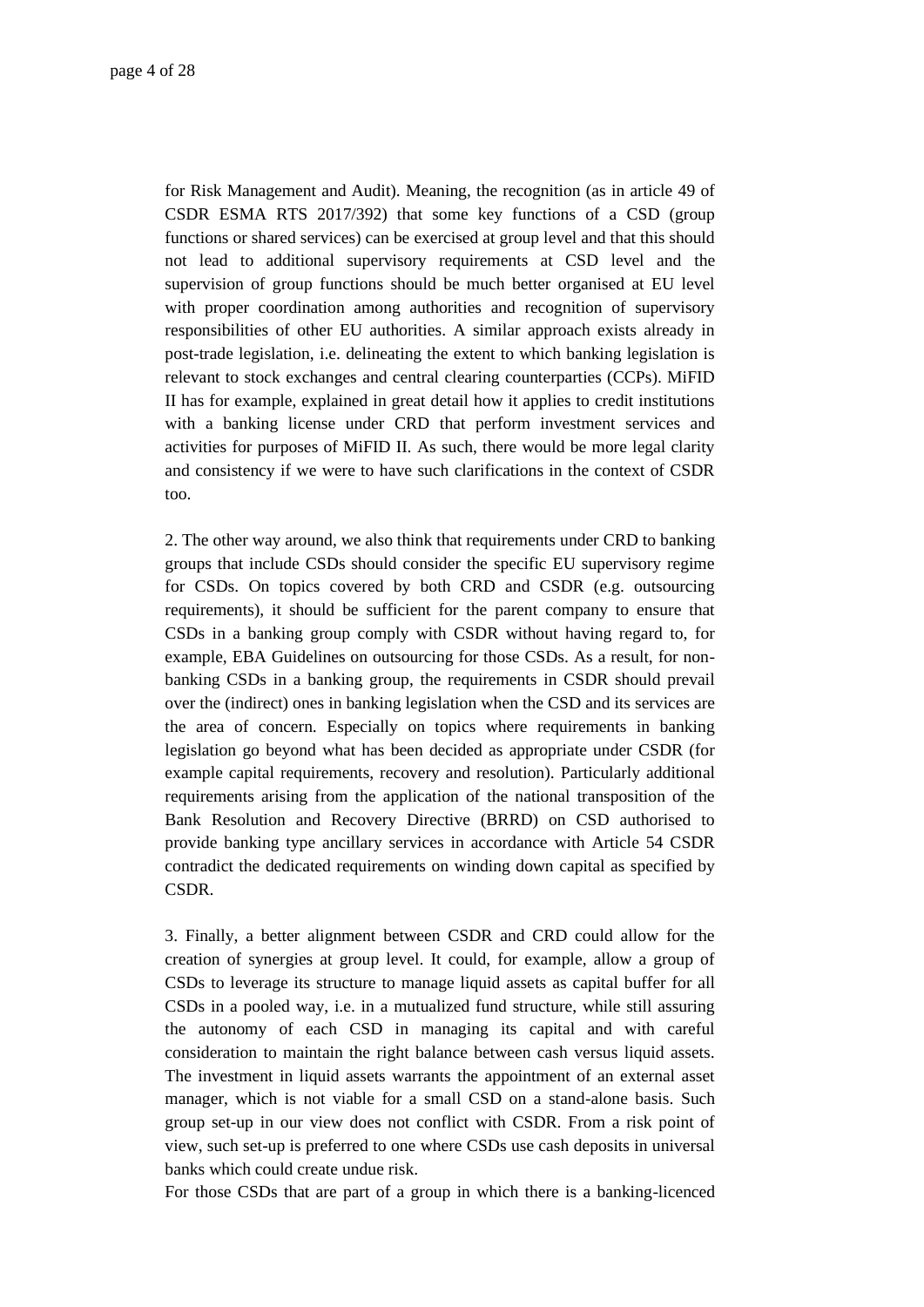for Risk Management and Audit). Meaning, the recognition (as in article 49 of CSDR ESMA RTS 2017/392) that some key functions of a CSD (group functions or shared services) can be exercised at group level and that this should not lead to additional supervisory requirements at CSD level and the supervision of group functions should be much better organised at EU level with proper coordination among authorities and recognition of supervisory responsibilities of other EU authorities. A similar approach exists already in post-trade legislation, i.e. delineating the extent to which banking legislation is relevant to stock exchanges and central clearing counterparties (CCPs). MiFID II has for example, explained in great detail how it applies to credit institutions with a banking license under CRD that perform investment services and activities for purposes of MiFID II. As such, there would be more legal clarity and consistency if we were to have such clarifications in the context of CSDR too.

2. The other way around, we also think that requirements under CRD to banking groups that include CSDs should consider the specific EU supervisory regime for CSDs. On topics covered by both CRD and CSDR (e.g. outsourcing requirements), it should be sufficient for the parent company to ensure that CSDs in a banking group comply with CSDR without having regard to, for example, EBA Guidelines on outsourcing for those CSDs. As a result, for non-banking CSDs in a banking group, the requirements in CSDR should prevail over the (indirect) ones in banking legislation when the CSD and its services are the area of concern. Especially on topics where requirements in banking legislation go beyond what has been decided as appropriate under CSDR (for example capital requirements, recovery and resolution). Particularly additional requirements arising from the application of the national transposition of the Bank Resolution and Recovery Directive (BRRD) on CSD authorised to provide banking type ancillary services in accordance with Article 54 CSDR contradict the dedicated requirements on winding down capital as specified by CSDR.

3. Finally, a better alignment between CSDR and CRD could allow for the creation of synergies at group level. It could, for example, allow a group of CSDs to leverage its structure to manage liquid assets as capital buffer for all CSDs in a pooled way, i.e. in a mutualized fund structure, while still assuring the autonomy of each CSD in managing its capital and with careful consideration to maintain the right balance between cash versus liquid assets. The investment in liquid assets warrants the appointment of an external asset manager, which is not viable for a small CSD on a stand-alone basis. Such group set-up in our view does not conflict with CSDR. From a risk point of view, such set-up is preferred to one where CSDs use cash deposits in universal banks which could create undue risk.
For those CSDs that are part of a group in which there is a banking-licenced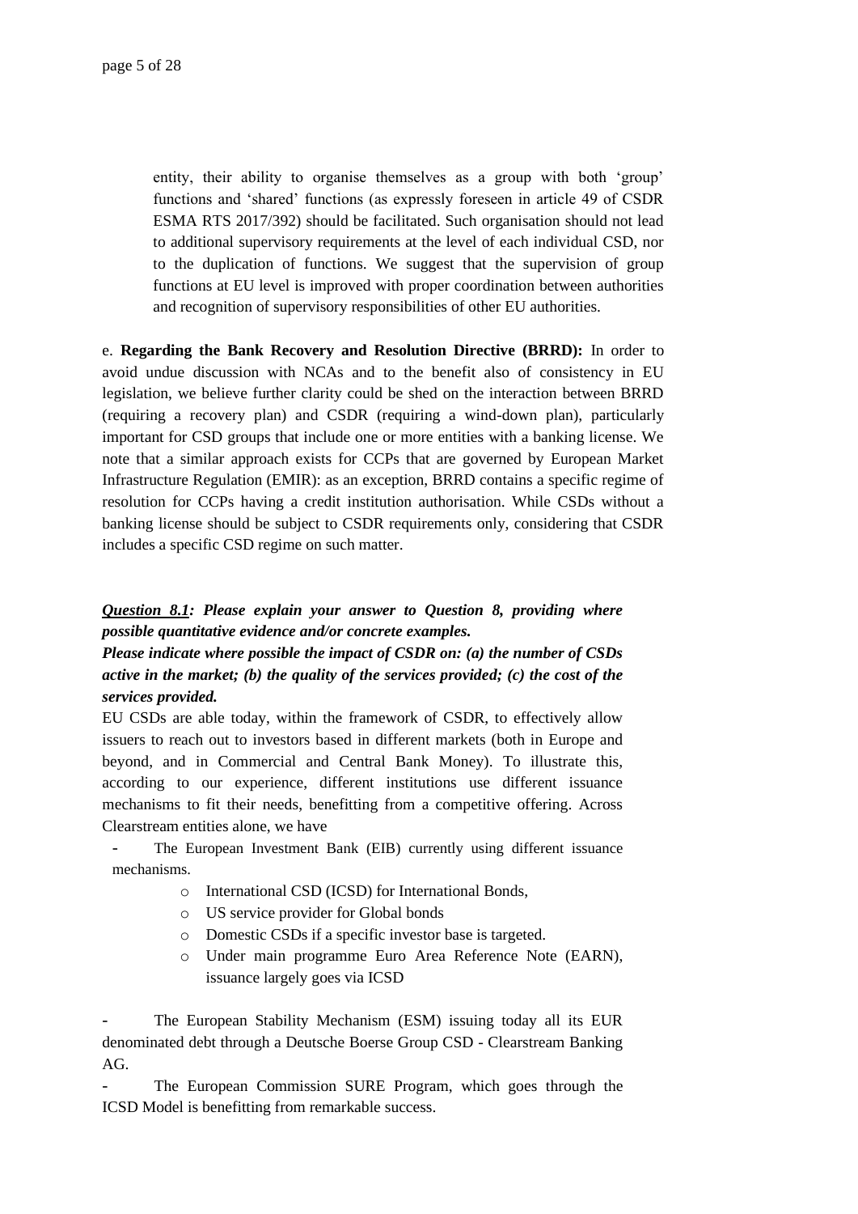entity, their ability to organise themselves as a group with both 'group' functions and 'shared' functions (as expressly foreseen in article 49 of CSDR ESMA RTS 2017/392) should be facilitated. Such organisation should not lead to additional supervisory requirements at the level of each individual CSD, nor to the duplication of functions. We suggest that the supervision of group functions at EU level is improved with proper coordination between authorities and recognition of supervisory responsibilities of other EU authorities.

e. **Regarding the Bank Recovery and Resolution Directive (BRRD):** In order to avoid undue discussion with NCAs and to the benefit also of consistency in EU legislation, we believe further clarity could be shed on the interaction between BRRD (requiring a recovery plan) and CSDR (requiring a wind-down plan), particularly important for CSD groups that include one or more entities with a banking license. We note that a similar approach exists for CCPs that are governed by European Market Infrastructure Regulation (EMIR): as an exception, BRRD contains a specific regime of resolution for CCPs having a credit institution authorisation. While CSDs without a banking license should be subject to CSDR requirements only, considering that CSDR includes a specific CSD regime on such matter.

***Question 8.1:* Please explain your answer to Question 8, providing where possible quantitative evidence and/or concrete examples.**

***Please indicate where possible the impact of CSDR on: (a) the number of CSDs active in the market; (b) the quality of the services provided; (c) the cost of the services provided.***

EU CSDs are able today, within the framework of CSDR, to effectively allow issuers to reach out to investors based in different markets (both in Europe and beyond, and in Commercial and Central Bank Money). To illustrate this, according to our experience, different institutions use different issuance mechanisms to fit their needs, benefitting from a competitive offering. Across Clearstream entities alone, we have

- The European Investment Bank (EIB) currently using different issuance mechanisms.
  - International CSD (ICSD) for International Bonds,
  - US service provider for Global bonds
  - Domestic CSDs if a specific investor base is targeted.
  - Under main programme Euro Area Reference Note (EARN), issuance largely goes via ICSD

- The European Stability Mechanism (ESM) issuing today all its EUR denominated debt through a Deutsche Boerse Group CSD - Clearstream Banking AG.

- The European Commission SURE Program, which goes through the ICSD Model is benefitting from remarkable success.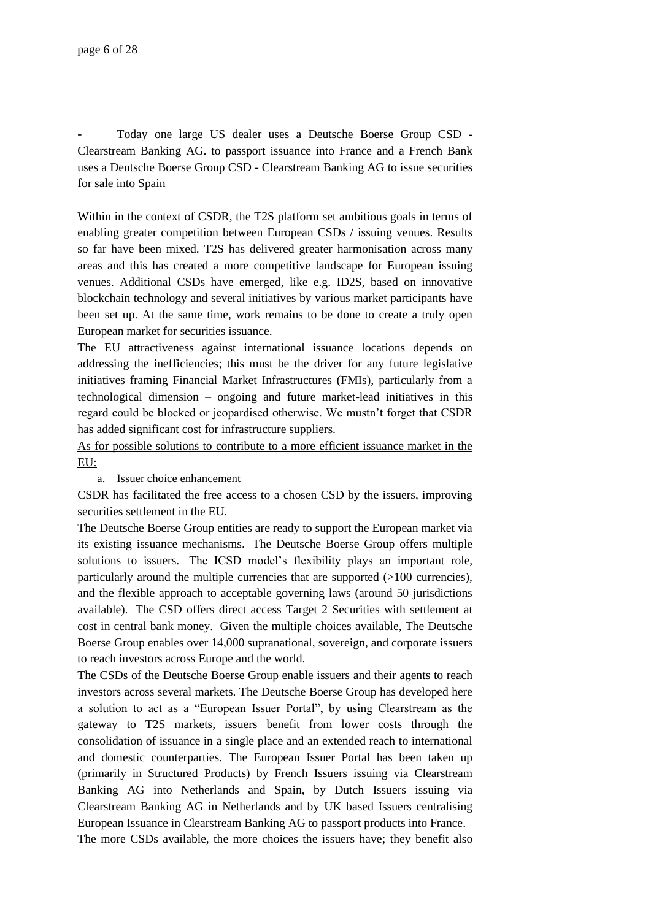- Today one large US dealer uses a Deutsche Boerse Group CSD - Clearstream Banking AG. to passport issuance into France and a French Bank uses a Deutsche Boerse Group CSD - Clearstream Banking AG to issue securities for sale into Spain

Within in the context of CSDR, the T2S platform set ambitious goals in terms of enabling greater competition between European CSDs / issuing venues. Results so far have been mixed. T2S has delivered greater harmonisation across many areas and this has created a more competitive landscape for European issuing venues. Additional CSDs have emerged, like e.g. ID2S, based on innovative blockchain technology and several initiatives by various market participants have been set up. At the same time, work remains to be done to create a truly open European market for securities issuance.

The EU attractiveness against international issuance locations depends on addressing the inefficiencies; this must be the driver for any future legislative initiatives framing Financial Market Infrastructures (FMIs), particularly from a technological dimension – ongoing and future market-lead initiatives in this regard could be blocked or jeopardised otherwise. We mustn't forget that CSDR has added significant cost for infrastructure suppliers.

<u>As for possible solutions to contribute to a more efficient issuance market in the EU:</u>

a. Issuer choice enhancement

CSDR has facilitated the free access to a chosen CSD by the issuers, improving securities settlement in the EU.

The Deutsche Boerse Group entities are ready to support the European market via its existing issuance mechanisms. The Deutsche Boerse Group offers multiple solutions to issuers. The ICSD model's flexibility plays an important role, particularly around the multiple currencies that are supported (>100 currencies), and the flexible approach to acceptable governing laws (around 50 jurisdictions available). The CSD offers direct access Target 2 Securities with settlement at cost in central bank money. Given the multiple choices available, The Deutsche Boerse Group enables over 14,000 supranational, sovereign, and corporate issuers to reach investors across Europe and the world.

The CSDs of the Deutsche Boerse Group enable issuers and their agents to reach investors across several markets. The Deutsche Boerse Group has developed here a solution to act as a "European Issuer Portal", by using Clearstream as the gateway to T2S markets, issuers benefit from lower costs through the consolidation of issuance in a single place and an extended reach to international and domestic counterparties. The European Issuer Portal has been taken up (primarily in Structured Products) by French Issuers issuing via Clearstream Banking AG into Netherlands and Spain, by Dutch Issuers issuing via Clearstream Banking AG in Netherlands and by UK based Issuers centralising European Issuance in Clearstream Banking AG to passport products into France.

The more CSDs available, the more choices the issuers have; they benefit also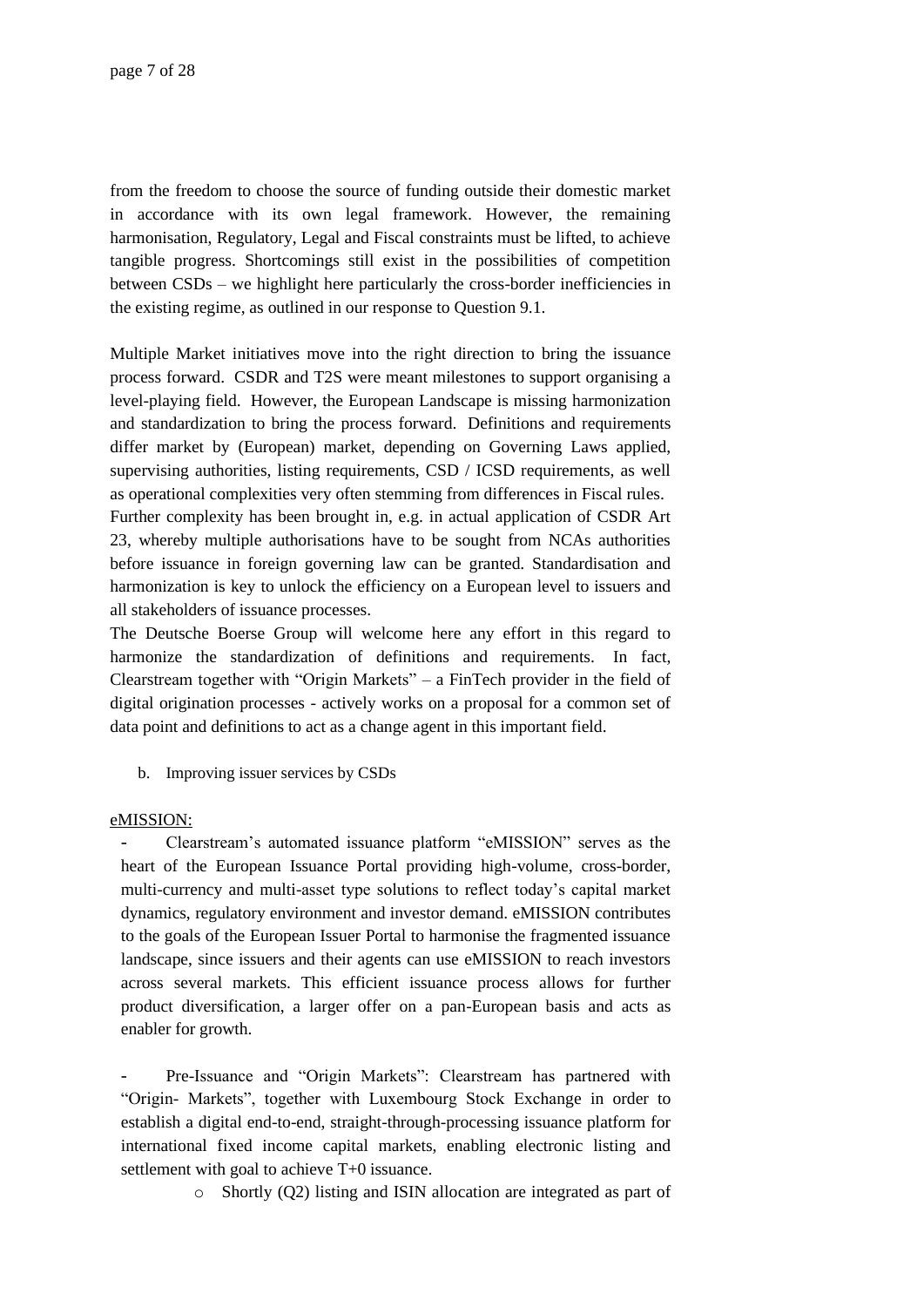from the freedom to choose the source of funding outside their domestic market in accordance with its own legal framework. However, the remaining harmonisation, Regulatory, Legal and Fiscal constraints must be lifted, to achieve tangible progress. Shortcomings still exist in the possibilities of competition between CSDs – we highlight here particularly the cross-border inefficiencies in the existing regime, as outlined in our response to Question 9.1.

Multiple Market initiatives move into the right direction to bring the issuance process forward. CSDR and T2S were meant milestones to support organising a level-playing field. However, the European Landscape is missing harmonization and standardization to bring the process forward. Definitions and requirements differ market by (European) market, depending on Governing Laws applied, supervising authorities, listing requirements, CSD / ICSD requirements, as well as operational complexities very often stemming from differences in Fiscal rules. Further complexity has been brought in, e.g. in actual application of CSDR Art 23, whereby multiple authorisations have to be sought from NCAs authorities before issuance in foreign governing law can be granted. Standardisation and harmonization is key to unlock the efficiency on a European level to issuers and all stakeholders of issuance processes.
The Deutsche Boerse Group will welcome here any effort in this regard to harmonize the standardization of definitions and requirements. In fact, Clearstream together with "Origin Markets" – a FinTech provider in the field of digital origination processes - actively works on a proposal for a common set of data point and definitions to act as a change agent in this important field.

b. Improving issuer services by CSDs

eMISSION:

- Clearstream's automated issuance platform "eMISSION" serves as the heart of the European Issuance Portal providing high-volume, cross-border, multi-currency and multi-asset type solutions to reflect today's capital market dynamics, regulatory environment and investor demand. eMISSION contributes to the goals of the European Issuer Portal to harmonise the fragmented issuance landscape, since issuers and their agents can use eMISSION to reach investors across several markets. This efficient issuance process allows for further product diversification, a larger offer on a pan-European basis and acts as enabler for growth.

- Pre-Issuance and "Origin Markets": Clearstream has partnered with "Origin- Markets", together with Luxembourg Stock Exchange in order to establish a digital end-to-end, straight-through-processing issuance platform for international fixed income capital markets, enabling electronic listing and settlement with goal to achieve T+0 issuance.
    - Shortly (Q2) listing and ISIN allocation are integrated as part of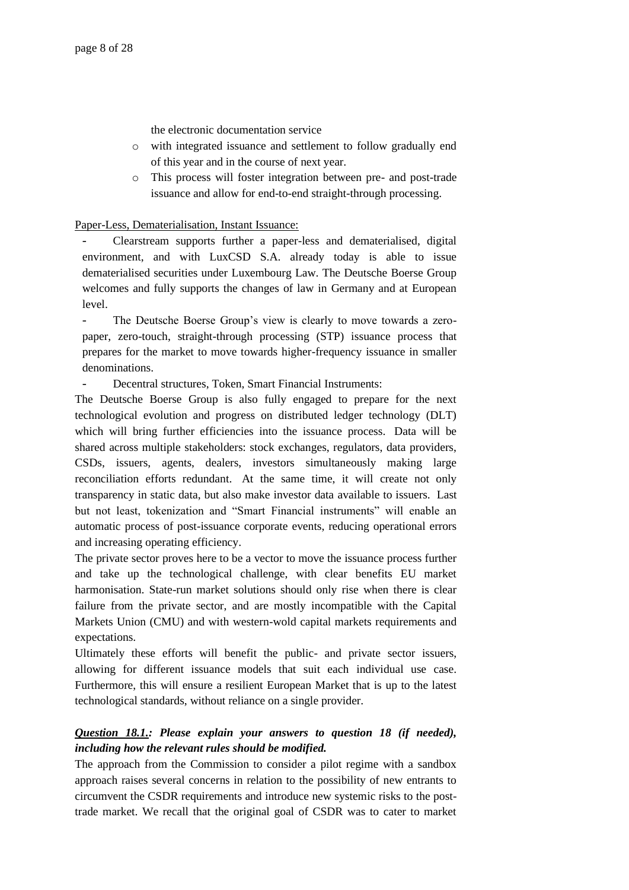the electronic documentation service

- with integrated issuance and settlement to follow gradually end of this year and in the course of next year.
- This process will foster integration between pre- and post-trade issuance and allow for end-to-end straight-through processing.

Paper-Less, Dematerialisation, Instant Issuance:

- Clearstream supports further a paper-less and dematerialised, digital environment, and with LuxCSD S.A. already today is able to issue dematerialised securities under Luxembourg Law. The Deutsche Boerse Group welcomes and fully supports the changes of law in Germany and at European level.
- The Deutsche Boerse Group's view is clearly to move towards a zero-paper, zero-touch, straight-through processing (STP) issuance process that prepares for the market to move towards higher-frequency issuance in smaller denominations.
- Decentral structures, Token, Smart Financial Instruments:

The Deutsche Boerse Group is also fully engaged to prepare for the next technological evolution and progress on distributed ledger technology (DLT) which will bring further efficiencies into the issuance process. Data will be shared across multiple stakeholders: stock exchanges, regulators, data providers, CSDs, issuers, agents, dealers, investors simultaneously making large reconciliation efforts redundant. At the same time, it will create not only transparency in static data, but also make investor data available to issuers. Last but not least, tokenization and "Smart Financial instruments" will enable an automatic process of post-issuance corporate events, reducing operational errors and increasing operating efficiency.

The private sector proves here to be a vector to move the issuance process further and take up the technological challenge, with clear benefits EU market harmonisation. State-run market solutions should only rise when there is clear failure from the private sector, and are mostly incompatible with the Capital Markets Union (CMU) and with western-wold capital markets requirements and expectations.

Ultimately these efforts will benefit the public- and private sector issuers, allowing for different issuance models that suit each individual use case. Furthermore, this will ensure a resilient European Market that is up to the latest technological standards, without reliance on a single provider.

***<u>Question 18.1.</u>: Please explain your answers to question 18 (if needed), including how the relevant rules should be modified.***

The approach from the Commission to consider a pilot regime with a sandbox approach raises several concerns in relation to the possibility of new entrants to circumvent the CSDR requirements and introduce new systemic risks to the post-trade market. We recall that the original goal of CSDR was to cater to market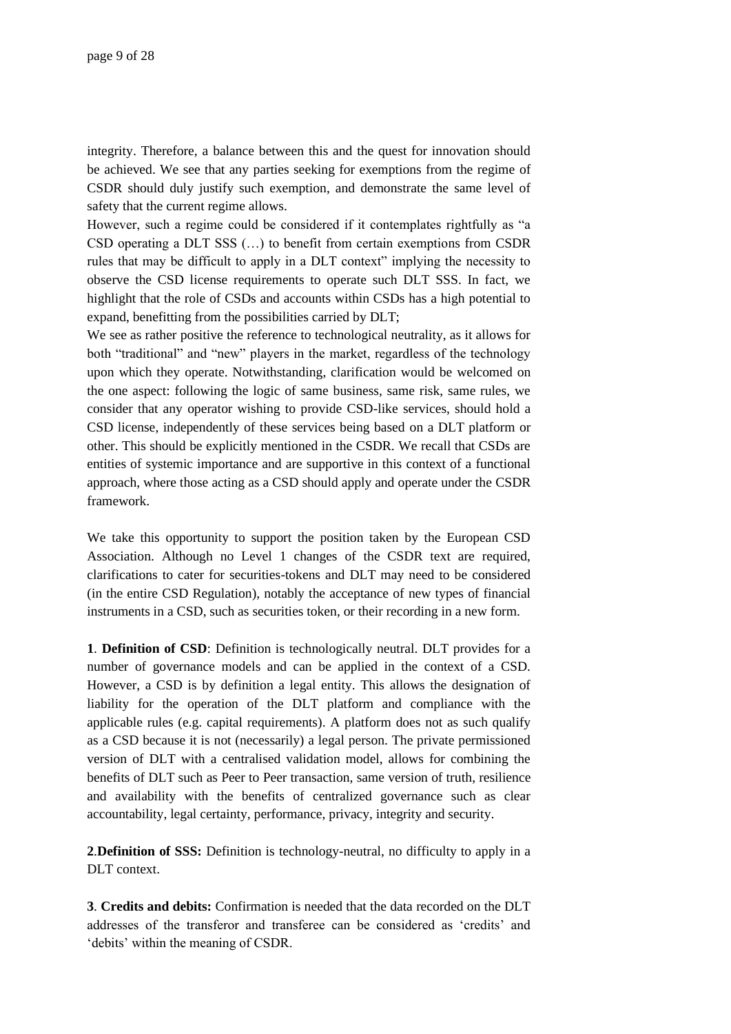integrity. Therefore, a balance between this and the quest for innovation should be achieved. We see that any parties seeking for exemptions from the regime of CSDR should duly justify such exemption, and demonstrate the same level of safety that the current regime allows.

However, such a regime could be considered if it contemplates rightfully as "a CSD operating a DLT SSS (…) to benefit from certain exemptions from CSDR rules that may be difficult to apply in a DLT context" implying the necessity to observe the CSD license requirements to operate such DLT SSS. In fact, we highlight that the role of CSDs and accounts within CSDs has a high potential to expand, benefitting from the possibilities carried by DLT;

We see as rather positive the reference to technological neutrality, as it allows for both "traditional" and "new" players in the market, regardless of the technology upon which they operate. Notwithstanding, clarification would be welcomed on the one aspect: following the logic of same business, same risk, same rules, we consider that any operator wishing to provide CSD-like services, should hold a CSD license, independently of these services being based on a DLT platform or other. This should be explicitly mentioned in the CSDR. We recall that CSDs are entities of systemic importance and are supportive in this context of a functional approach, where those acting as a CSD should apply and operate under the CSDR framework.

We take this opportunity to support the position taken by the European CSD Association. Although no Level 1 changes of the CSDR text are required, clarifications to cater for securities-tokens and DLT may need to be considered (in the entire CSD Regulation), notably the acceptance of new types of financial instruments in a CSD, such as securities token, or their recording in a new form.

**1**. **Definition of CSD**: Definition is technologically neutral. DLT provides for a number of governance models and can be applied in the context of a CSD. However, a CSD is by definition a legal entity. This allows the designation of liability for the operation of the DLT platform and compliance with the applicable rules (e.g. capital requirements). A platform does not as such qualify as a CSD because it is not (necessarily) a legal person. The private permissioned version of DLT with a centralised validation model, allows for combining the benefits of DLT such as Peer to Peer transaction, same version of truth, resilience and availability with the benefits of centralized governance such as clear accountability, legal certainty, performance, privacy, integrity and security.

**2**.**Definition of SSS:** Definition is technology-neutral, no difficulty to apply in a DLT context.

**3**. **Credits and debits:** Confirmation is needed that the data recorded on the DLT addresses of the transferor and transferee can be considered as 'credits' and 'debits' within the meaning of CSDR.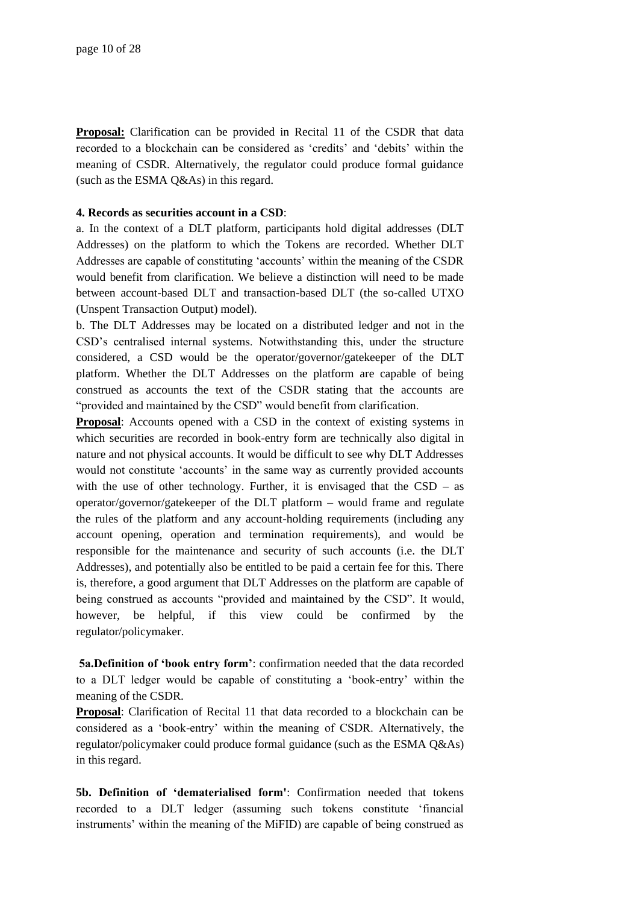**Proposal:** Clarification can be provided in Recital 11 of the CSDR that data recorded to a blockchain can be considered as 'credits' and 'debits' within the meaning of CSDR. Alternatively, the regulator could produce formal guidance (such as the ESMA Q&As) in this regard.

**4. Records as securities account in a CSD**:

a. In the context of a DLT platform, participants hold digital addresses (DLT Addresses) on the platform to which the Tokens are recorded. Whether DLT Addresses are capable of constituting 'accounts' within the meaning of the CSDR would benefit from clarification. We believe a distinction will need to be made between account-based DLT and transaction-based DLT (the so-called UTXO (Unspent Transaction Output) model).

b. The DLT Addresses may be located on a distributed ledger and not in the CSD's centralised internal systems. Notwithstanding this, under the structure considered, a CSD would be the operator/governor/gatekeeper of the DLT platform. Whether the DLT Addresses on the platform are capable of being construed as accounts the text of the CSDR stating that the accounts are "provided and maintained by the CSD" would benefit from clarification.

**Proposal**: Accounts opened with a CSD in the context of existing systems in which securities are recorded in book-entry form are technically also digital in nature and not physical accounts. It would be difficult to see why DLT Addresses would not constitute 'accounts' in the same way as currently provided accounts with the use of other technology. Further, it is envisaged that the CSD – as operator/governor/gatekeeper of the DLT platform – would frame and regulate the rules of the platform and any account-holding requirements (including any account opening, operation and termination requirements), and would be responsible for the maintenance and security of such accounts (i.e. the DLT Addresses), and potentially also be entitled to be paid a certain fee for this. There is, therefore, a good argument that DLT Addresses on the platform are capable of being construed as accounts "provided and maintained by the CSD". It would, however, be helpful, if this view could be confirmed by the regulator/policymaker.

**5a.Definition of 'book entry form'**: confirmation needed that the data recorded to a DLT ledger would be capable of constituting a 'book-entry' within the meaning of the CSDR.

**Proposal**: Clarification of Recital 11 that data recorded to a blockchain can be considered as a 'book-entry' within the meaning of CSDR. Alternatively, the regulator/policymaker could produce formal guidance (such as the ESMA Q&As) in this regard.

**5b. Definition of 'dematerialised form'**: Confirmation needed that tokens recorded to a DLT ledger (assuming such tokens constitute 'financial instruments' within the meaning of the MiFID) are capable of being construed as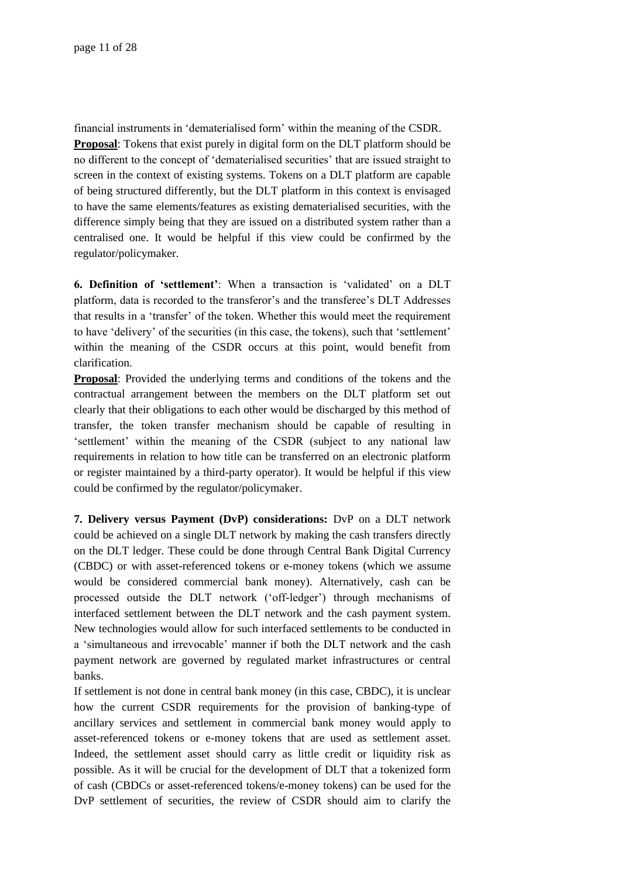financial instruments in 'dematerialised form' within the meaning of the CSDR.

**Proposal**: Tokens that exist purely in digital form on the DLT platform should be no different to the concept of 'dematerialised securities' that are issued straight to screen in the context of existing systems. Tokens on a DLT platform are capable of being structured differently, but the DLT platform in this context is envisaged to have the same elements/features as existing dematerialised securities, with the difference simply being that they are issued on a distributed system rather than a centralised one. It would be helpful if this view could be confirmed by the regulator/policymaker.

**6. Definition of 'settlement'**: When a transaction is 'validated' on a DLT platform, data is recorded to the transferor's and the transferee's DLT Addresses that results in a 'transfer' of the token. Whether this would meet the requirement to have 'delivery' of the securities (in this case, the tokens), such that 'settlement' within the meaning of the CSDR occurs at this point, would benefit from clarification.

**Proposal**: Provided the underlying terms and conditions of the tokens and the contractual arrangement between the members on the DLT platform set out clearly that their obligations to each other would be discharged by this method of transfer, the token transfer mechanism should be capable of resulting in 'settlement' within the meaning of the CSDR (subject to any national law requirements in relation to how title can be transferred on an electronic platform or register maintained by a third-party operator). It would be helpful if this view could be confirmed by the regulator/policymaker.

**7. Delivery versus Payment (DvP) considerations:** DvP on a DLT network could be achieved on a single DLT network by making the cash transfers directly on the DLT ledger. These could be done through Central Bank Digital Currency (CBDC) or with asset-referenced tokens or e-money tokens (which we assume would be considered commercial bank money). Alternatively, cash can be processed outside the DLT network ('off-ledger') through mechanisms of interfaced settlement between the DLT network and the cash payment system. New technologies would allow for such interfaced settlements to be conducted in a 'simultaneous and irrevocable' manner if both the DLT network and the cash payment network are governed by regulated market infrastructures or central banks.

If settlement is not done in central bank money (in this case, CBDC), it is unclear how the current CSDR requirements for the provision of banking-type of ancillary services and settlement in commercial bank money would apply to asset-referenced tokens or e-money tokens that are used as settlement asset. Indeed, the settlement asset should carry as little credit or liquidity risk as possible. As it will be crucial for the development of DLT that a tokenized form of cash (CBDCs or asset-referenced tokens/e-money tokens) can be used for the DvP settlement of securities, the review of CSDR should aim to clarify the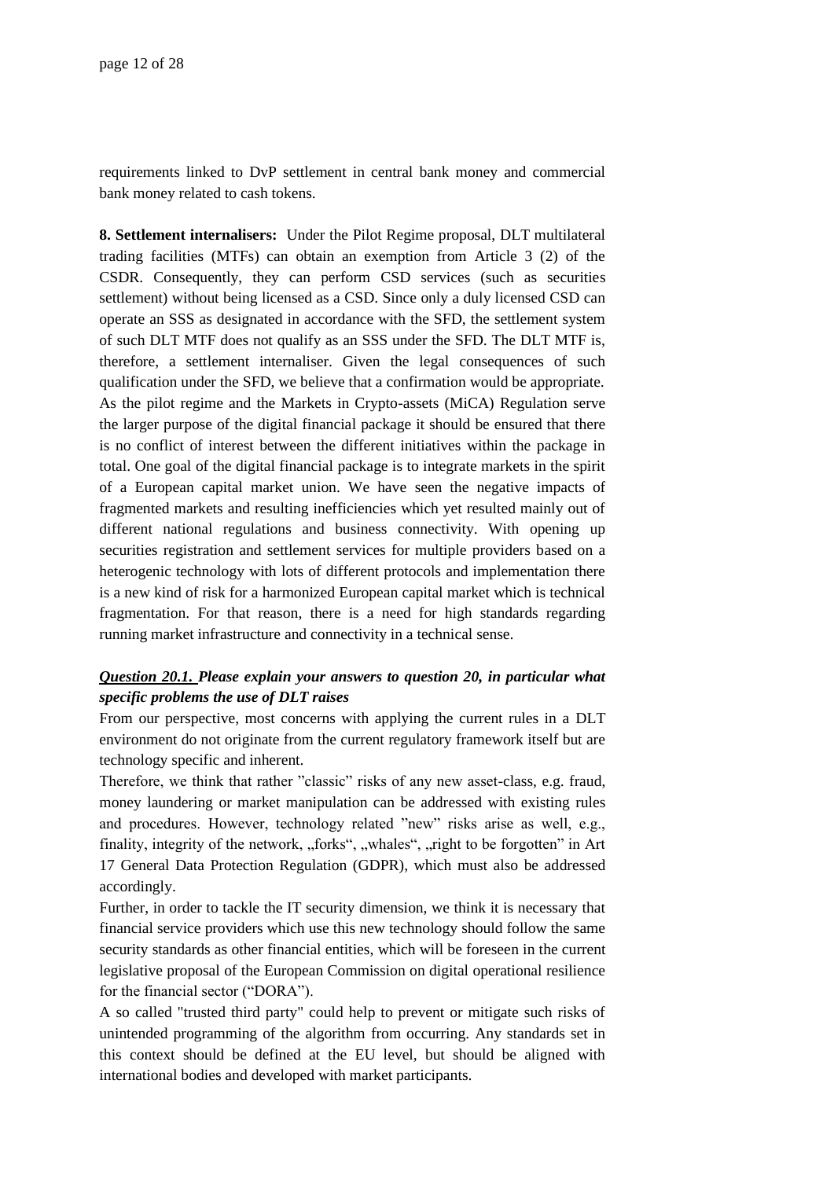requirements linked to DvP settlement in central bank money and commercial bank money related to cash tokens.

**8. Settlement internalisers:** Under the Pilot Regime proposal, DLT multilateral trading facilities (MTFs) can obtain an exemption from Article 3 (2) of the CSDR. Consequently, they can perform CSD services (such as securities settlement) without being licensed as a CSD. Since only a duly licensed CSD can operate an SSS as designated in accordance with the SFD, the settlement system of such DLT MTF does not qualify as an SSS under the SFD. The DLT MTF is, therefore, a settlement internaliser. Given the legal consequences of such qualification under the SFD, we believe that a confirmation would be appropriate. As the pilot regime and the Markets in Crypto-assets (MiCA) Regulation serve the larger purpose of the digital financial package it should be ensured that there is no conflict of interest between the different initiatives within the package in total. One goal of the digital financial package is to integrate markets in the spirit of a European capital market union. We have seen the negative impacts of fragmented markets and resulting inefficiencies which yet resulted mainly out of different national regulations and business connectivity. With opening up securities registration and settlement services for multiple providers based on a heterogenic technology with lots of different protocols and implementation there is a new kind of risk for a harmonized European capital market which is technical fragmentation. For that reason, there is a need for high standards regarding running market infrastructure and connectivity in a technical sense.

***Question 20.1. Please explain your answers to question 20, in particular what specific problems the use of DLT raises***

From our perspective, most concerns with applying the current rules in a DLT environment do not originate from the current regulatory framework itself but are technology specific and inherent.

Therefore, we think that rather "classic" risks of any new asset-class, e.g. fraud, money laundering or market manipulation can be addressed with existing rules and procedures. However, technology related "new" risks arise as well, e.g., finality, integrity of the network, „forks", „whales", „right to be forgotten" in Art 17 General Data Protection Regulation (GDPR), which must also be addressed accordingly.

Further, in order to tackle the IT security dimension, we think it is necessary that financial service providers which use this new technology should follow the same security standards as other financial entities, which will be foreseen in the current legislative proposal of the European Commission on digital operational resilience for the financial sector ("DORA").

A so called "trusted third party" could help to prevent or mitigate such risks of unintended programming of the algorithm from occurring. Any standards set in this context should be defined at the EU level, but should be aligned with international bodies and developed with market participants.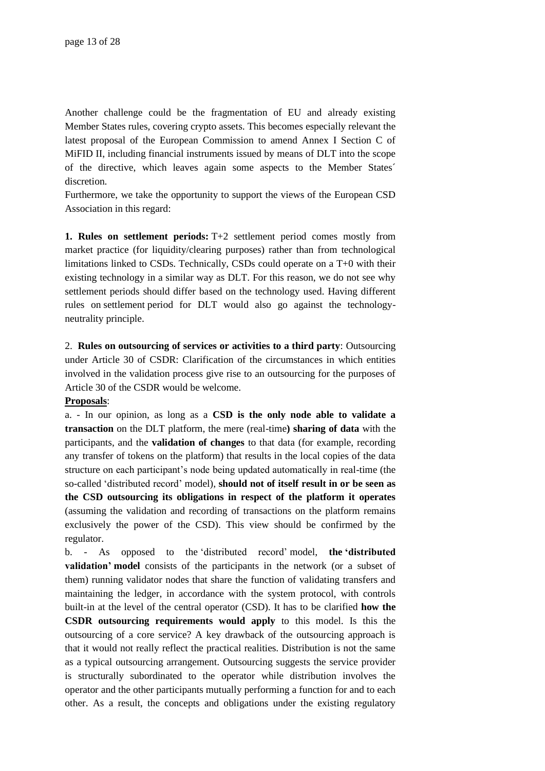Another challenge could be the fragmentation of EU and already existing Member States rules, covering crypto assets. This becomes especially relevant the latest proposal of the European Commission to amend Annex I Section C of MiFID II, including financial instruments issued by means of DLT into the scope of the directive, which leaves again some aspects to the Member States´ discretion.

Furthermore, we take the opportunity to support the views of the European CSD Association in this regard:

**1. Rules on settlement periods:** T+2 settlement period comes mostly from market practice (for liquidity/clearing purposes) rather than from technological limitations linked to CSDs. Technically, CSDs could operate on a T+0 with their existing technology in a similar way as DLT. For this reason, we do not see why settlement periods should differ based on the technology used. Having different rules on settlement period for DLT would also go against the technology-neutrality principle.

2. **Rules on outsourcing of services or activities to a third party**: Outsourcing under Article 30 of CSDR: Clarification of the circumstances in which entities involved in the validation process give rise to an outsourcing for the purposes of Article 30 of the CSDR would be welcome.

**Proposals**:

a. - In our opinion, as long as a **CSD is the only node able to validate a transaction** on the DLT platform, the mere (real-time**) sharing of data** with the participants, and the **validation of changes** to that data (for example, recording any transfer of tokens on the platform) that results in the local copies of the data structure on each participant's node being updated automatically in real-time (the so-called 'distributed record' model), **should not of itself result in or be seen as the CSD outsourcing its obligations in respect of the platform it operates** (assuming the validation and recording of transactions on the platform remains exclusively the power of the CSD). This view should be confirmed by the regulator.

b. - As opposed to the 'distributed record' model, **the 'distributed validation' model** consists of the participants in the network (or a subset of them) running validator nodes that share the function of validating transfers and maintaining the ledger, in accordance with the system protocol, with controls built-in at the level of the central operator (CSD). It has to be clarified **how the CSDR outsourcing requirements would apply** to this model. Is this the outsourcing of a core service? A key drawback of the outsourcing approach is that it would not really reflect the practical realities. Distribution is not the same as a typical outsourcing arrangement. Outsourcing suggests the service provider is structurally subordinated to the operator while distribution involves the operator and the other participants mutually performing a function for and to each other. As a result, the concepts and obligations under the existing regulatory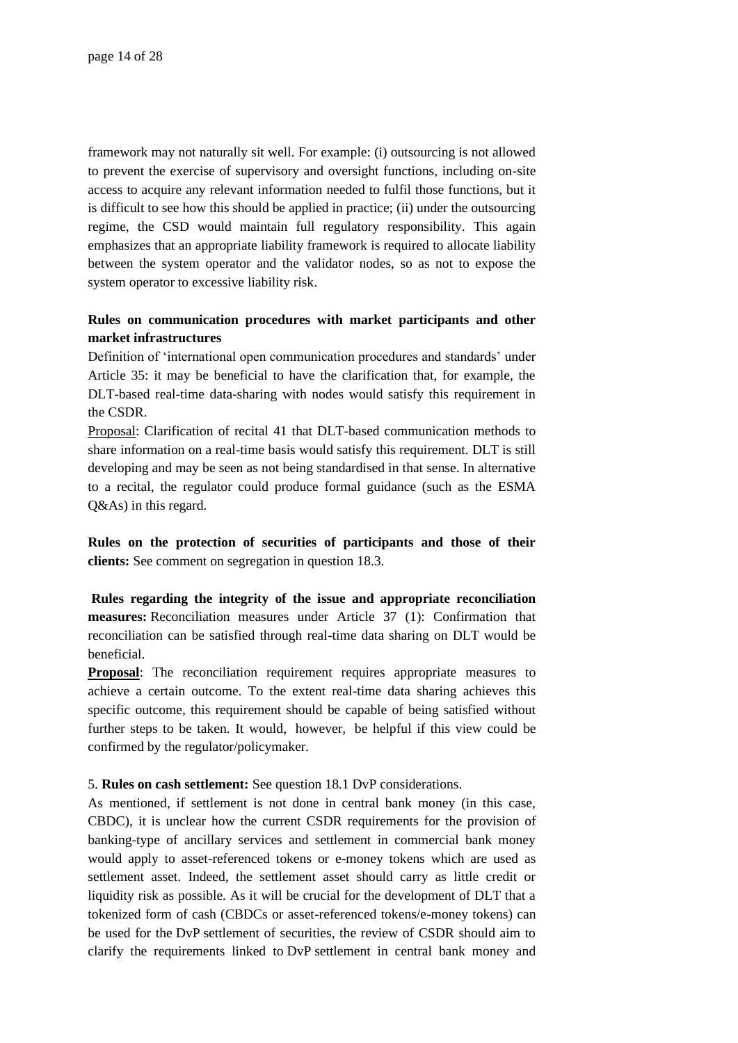framework may not naturally sit well. For example: (i) outsourcing is not allowed to prevent the exercise of supervisory and oversight functions, including on-site access to acquire any relevant information needed to fulfil those functions, but it is difficult to see how this should be applied in practice; (ii) under the outsourcing regime, the CSD would maintain full regulatory responsibility. This again emphasizes that an appropriate liability framework is required to allocate liability between the system operator and the validator nodes, so as not to expose the system operator to excessive liability risk.

**Rules on communication procedures with market participants and other market infrastructures**

Definition of 'international open communication procedures and standards' under Article 35: it may be beneficial to have the clarification that, for example, the DLT-based real-time data-sharing with nodes would satisfy this requirement in the CSDR.

Proposal: Clarification of recital 41 that DLT-based communication methods to share information on a real-time basis would satisfy this requirement. DLT is still developing and may be seen as not being standardised in that sense. In alternative to a recital, the regulator could produce formal guidance (such as the ESMA Q&As) in this regard.

**Rules on the protection of securities of participants and those of their clients:** See comment on segregation in question 18.3.

**Rules regarding the integrity of the issue and appropriate reconciliation measures:** Reconciliation measures under Article 37 (1): Confirmation that reconciliation can be satisfied through real-time data sharing on DLT would be beneficial.

**Proposal**: The reconciliation requirement requires appropriate measures to achieve a certain outcome. To the extent real-time data sharing achieves this specific outcome, this requirement should be capable of being satisfied without further steps to be taken. It would, however, be helpful if this view could be confirmed by the regulator/policymaker.

5. **Rules on cash settlement:** See question 18.1 DvP considerations.

As mentioned, if settlement is not done in central bank money (in this case, CBDC), it is unclear how the current CSDR requirements for the provision of banking-type of ancillary services and settlement in commercial bank money would apply to asset-referenced tokens or e-money tokens which are used as settlement asset. Indeed, the settlement asset should carry as little credit or liquidity risk as possible. As it will be crucial for the development of DLT that a tokenized form of cash (CBDCs or asset-referenced tokens/e-money tokens) can be used for the DvP settlement of securities, the review of CSDR should aim to clarify the requirements linked to DvP settlement in central bank money and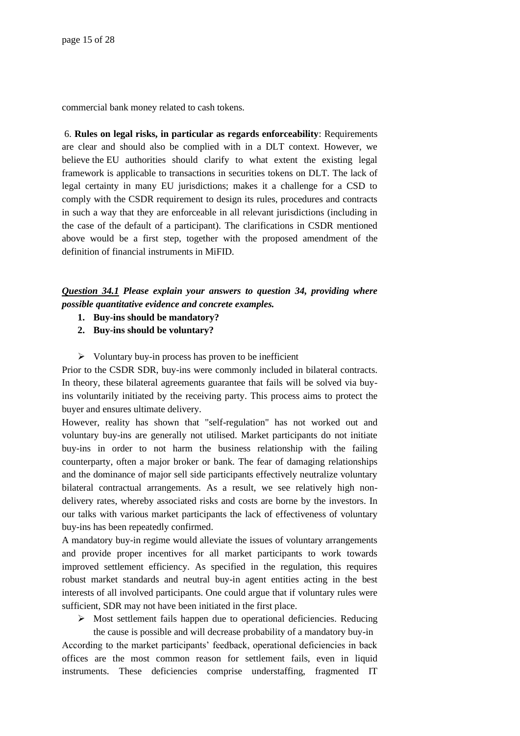commercial bank money related to cash tokens.

6. **Rules on legal risks, in particular as regards enforceability**: Requirements are clear and should also be complied with in a DLT context. However, we believe the EU authorities should clarify to what extent the existing legal framework is applicable to transactions in securities tokens on DLT. The lack of legal certainty in many EU jurisdictions; makes it a challenge for a CSD to comply with the CSDR requirement to design its rules, procedures and contracts in such a way that they are enforceable in all relevant jurisdictions (including in the case of the default of a participant). The clarifications in CSDR mentioned above would be a first step, together with the proposed amendment of the definition of financial instruments in MiFID.

***<u>Question 34.1</u> Please explain your answers to question 34, providing where possible quantitative evidence and concrete examples.***

1. **Buy-ins should be mandatory?**
2. **Buy-ins should be voluntary?**

- Voluntary buy-in process has proven to be inefficient

Prior to the CSDR SDR, buy-ins were commonly included in bilateral contracts. In theory, these bilateral agreements guarantee that fails will be solved via buy-ins voluntarily initiated by the receiving party. This process aims to protect the buyer and ensures ultimate delivery.

However, reality has shown that "self-regulation" has not worked out and voluntary buy-ins are generally not utilised. Market participants do not initiate buy-ins in order to not harm the business relationship with the failing counterparty, often a major broker or bank. The fear of damaging relationships and the dominance of major sell side participants effectively neutralize voluntary bilateral contractual arrangements. As a result, we see relatively high non-delivery rates, whereby associated risks and costs are borne by the investors. In our talks with various market participants the lack of effectiveness of voluntary buy-ins has been repeatedly confirmed.

A mandatory buy-in regime would alleviate the issues of voluntary arrangements and provide proper incentives for all market participants to work towards improved settlement efficiency. As specified in the regulation, this requires robust market standards and neutral buy-in agent entities acting in the best interests of all involved participants. One could argue that if voluntary rules were sufficient, SDR may not have been initiated in the first place.

- Most settlement fails happen due to operational deficiencies. Reducing the cause is possible and will decrease probability of a mandatory buy-in

According to the market participants' feedback, operational deficiencies in back offices are the most common reason for settlement fails, even in liquid instruments. These deficiencies comprise understaffing, fragmented IT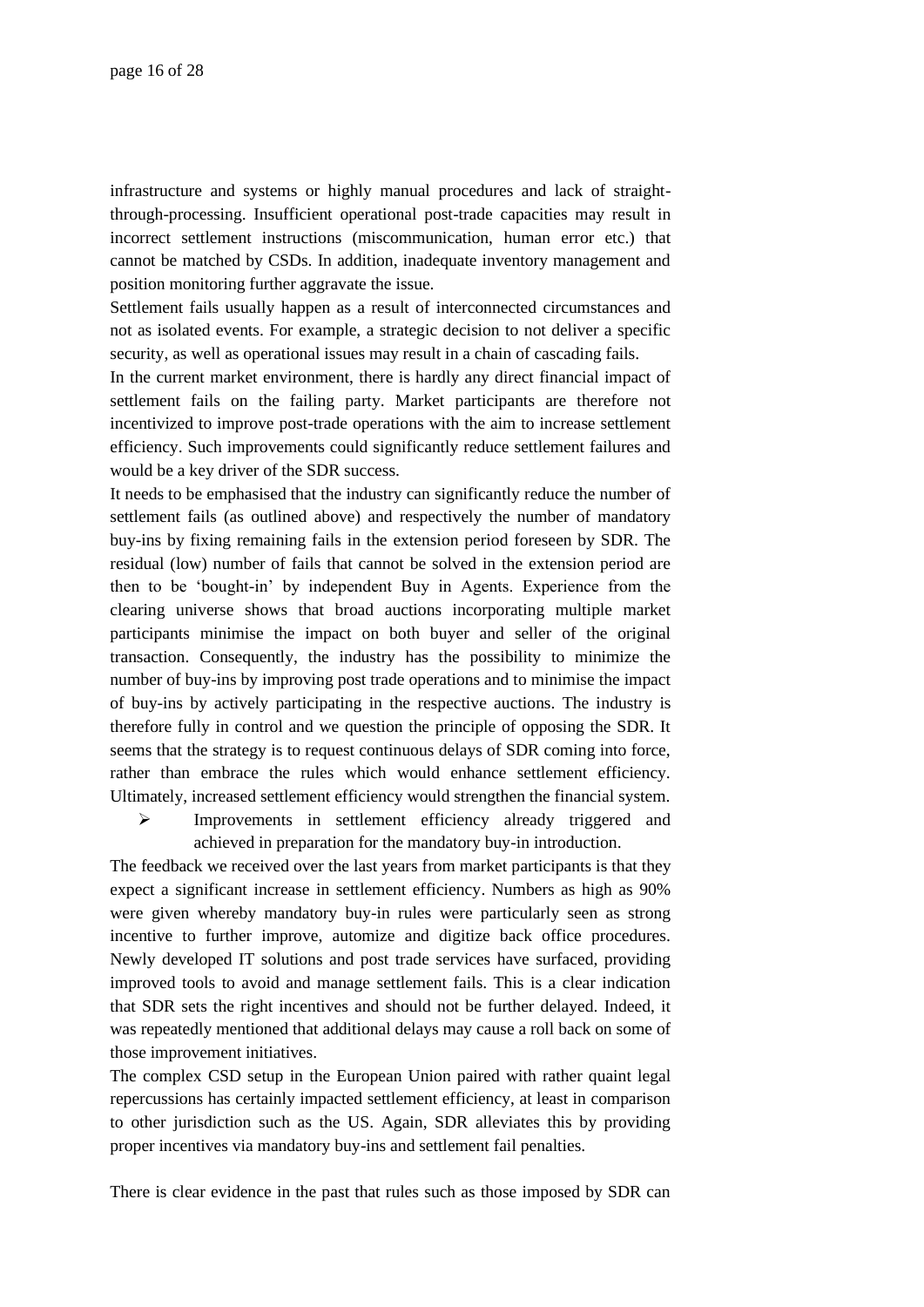infrastructure and systems or highly manual procedures and lack of straight-through-processing. Insufficient operational post-trade capacities may result in incorrect settlement instructions (miscommunication, human error etc.) that cannot be matched by CSDs. In addition, inadequate inventory management and position monitoring further aggravate the issue.

Settlement fails usually happen as a result of interconnected circumstances and not as isolated events. For example, a strategic decision to not deliver a specific security, as well as operational issues may result in a chain of cascading fails.

In the current market environment, there is hardly any direct financial impact of settlement fails on the failing party. Market participants are therefore not incentivized to improve post-trade operations with the aim to increase settlement efficiency. Such improvements could significantly reduce settlement failures and would be a key driver of the SDR success.

It needs to be emphasised that the industry can significantly reduce the number of settlement fails (as outlined above) and respectively the number of mandatory buy-ins by fixing remaining fails in the extension period foreseen by SDR. The residual (low) number of fails that cannot be solved in the extension period are then to be 'bought-in' by independent Buy in Agents. Experience from the clearing universe shows that broad auctions incorporating multiple market participants minimise the impact on both buyer and seller of the original transaction. Consequently, the industry has the possibility to minimize the number of buy-ins by improving post trade operations and to minimise the impact of buy-ins by actively participating in the respective auctions. The industry is therefore fully in control and we question the principle of opposing the SDR. It seems that the strategy is to request continuous delays of SDR coming into force, rather than embrace the rules which would enhance settlement efficiency. Ultimately, increased settlement efficiency would strengthen the financial system.

- Improvements in settlement efficiency already triggered and achieved in preparation for the mandatory buy-in introduction.

The feedback we received over the last years from market participants is that they expect a significant increase in settlement efficiency. Numbers as high as 90% were given whereby mandatory buy-in rules were particularly seen as strong incentive to further improve, automize and digitize back office procedures. Newly developed IT solutions and post trade services have surfaced, providing improved tools to avoid and manage settlement fails. This is a clear indication that SDR sets the right incentives and should not be further delayed. Indeed, it was repeatedly mentioned that additional delays may cause a roll back on some of those improvement initiatives.

The complex CSD setup in the European Union paired with rather quaint legal repercussions has certainly impacted settlement efficiency, at least in comparison to other jurisdiction such as the US. Again, SDR alleviates this by providing proper incentives via mandatory buy-ins and settlement fail penalties.

There is clear evidence in the past that rules such as those imposed by SDR can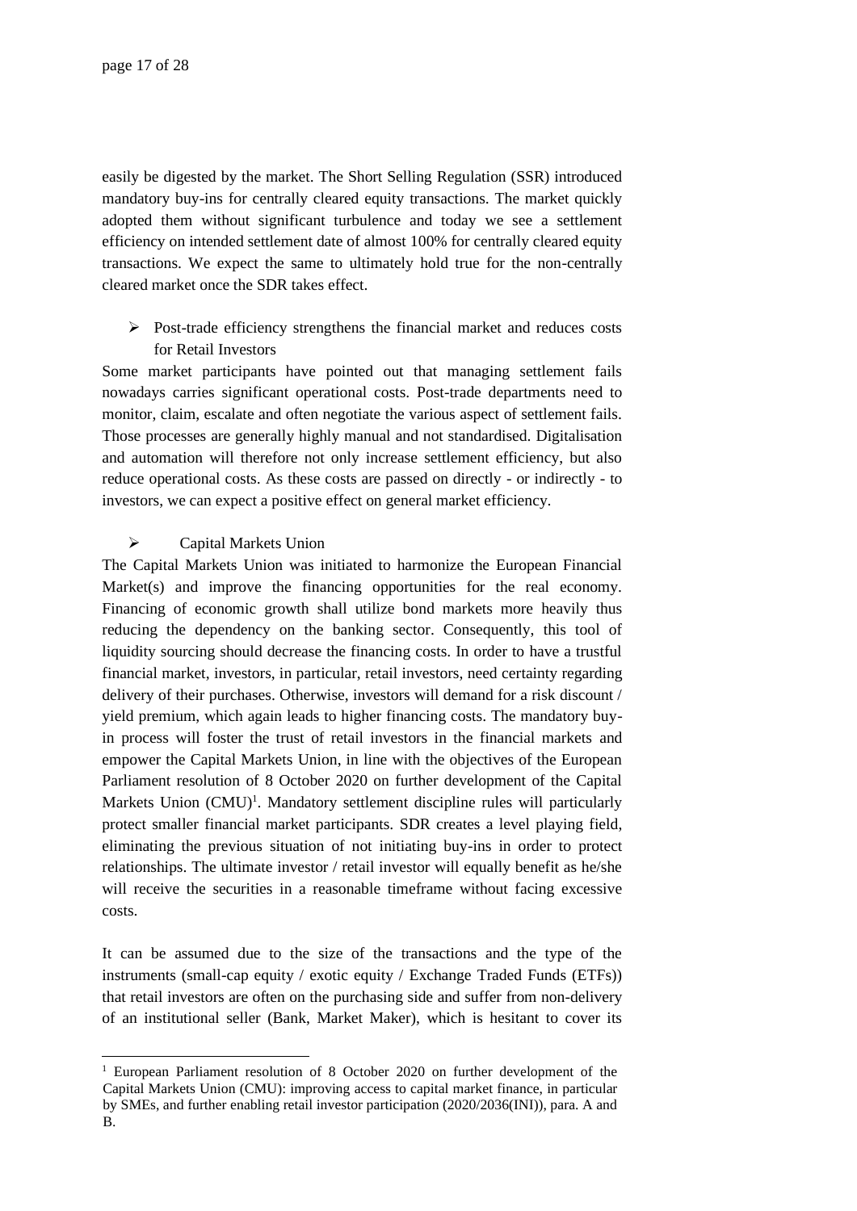easily be digested by the market. The Short Selling Regulation (SSR) introduced mandatory buy-ins for centrally cleared equity transactions. The market quickly adopted them without significant turbulence and today we see a settlement efficiency on intended settlement date of almost 100% for centrally cleared equity transactions. We expect the same to ultimately hold true for the non-centrally cleared market once the SDR takes effect.

- Post-trade efficiency strengthens the financial market and reduces costs for Retail Investors

Some market participants have pointed out that managing settlement fails nowadays carries significant operational costs. Post-trade departments need to monitor, claim, escalate and often negotiate the various aspect of settlement fails. Those processes are generally highly manual and not standardised. Digitalisation and automation will therefore not only increase settlement efficiency, but also reduce operational costs. As these costs are passed on directly - or indirectly - to investors, we can expect a positive effect on general market efficiency.

- Capital Markets Union

The Capital Markets Union was initiated to harmonize the European Financial Market(s) and improve the financing opportunities for the real economy. Financing of economic growth shall utilize bond markets more heavily thus reducing the dependency on the banking sector. Consequently, this tool of liquidity sourcing should decrease the financing costs. In order to have a trustful financial market, investors, in particular, retail investors, need certainty regarding delivery of their purchases. Otherwise, investors will demand for a risk discount / yield premium, which again leads to higher financing costs. The mandatory buy-in process will foster the trust of retail investors in the financial markets and empower the Capital Markets Union, in line with the objectives of the European Parliament resolution of 8 October 2020 on further development of the Capital Markets Union (CMU)[1]. Mandatory settlement discipline rules will particularly protect smaller financial market participants. SDR creates a level playing field, eliminating the previous situation of not initiating buy-ins in order to protect relationships. The ultimate investor / retail investor will equally benefit as he/she will receive the securities in a reasonable timeframe without facing excessive costs.

It can be assumed due to the size of the transactions and the type of the instruments (small-cap equity / exotic equity / Exchange Traded Funds (ETFs)) that retail investors are often on the purchasing side and suffer from non-delivery of an institutional seller (Bank, Market Maker), which is hesitant to cover its

[1] European Parliament resolution of 8 October 2020 on further development of the Capital Markets Union (CMU): improving access to capital market finance, in particular by SMEs, and further enabling retail investor participation (2020/2036(INI)), para. A and B.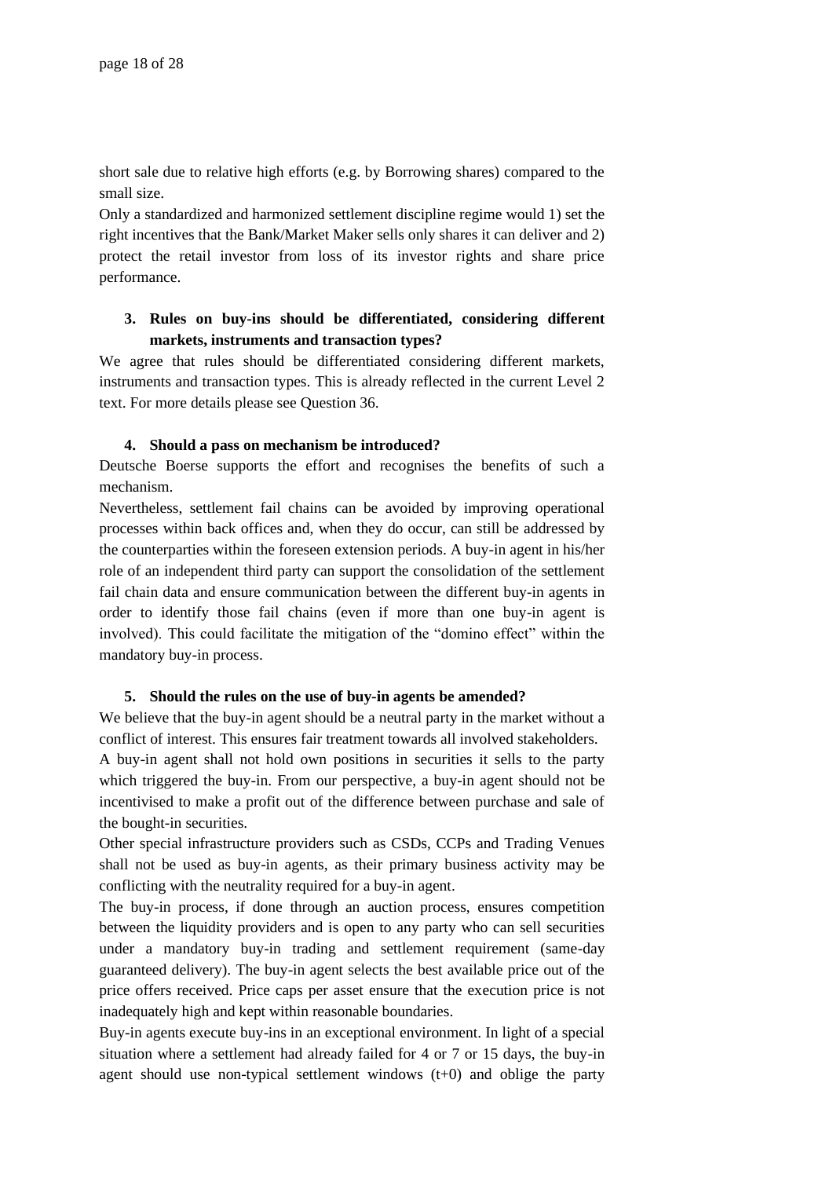short sale due to relative high efforts (e.g. by Borrowing shares) compared to the small size.

Only a standardized and harmonized settlement discipline regime would 1) set the right incentives that the Bank/Market Maker sells only shares it can deliver and 2) protect the retail investor from loss of its investor rights and share price performance.

**3. Rules on buy-ins should be differentiated, considering different markets, instruments and transaction types?**

We agree that rules should be differentiated considering different markets, instruments and transaction types. This is already reflected in the current Level 2 text. For more details please see Question 36.

**4. Should a pass on mechanism be introduced?**

Deutsche Boerse supports the effort and recognises the benefits of such a mechanism.

Nevertheless, settlement fail chains can be avoided by improving operational processes within back offices and, when they do occur, can still be addressed by the counterparties within the foreseen extension periods. A buy-in agent in his/her role of an independent third party can support the consolidation of the settlement fail chain data and ensure communication between the different buy-in agents in order to identify those fail chains (even if more than one buy-in agent is involved). This could facilitate the mitigation of the "domino effect" within the mandatory buy-in process.

**5. Should the rules on the use of buy-in agents be amended?**

We believe that the buy-in agent should be a neutral party in the market without a conflict of interest. This ensures fair treatment towards all involved stakeholders.

A buy-in agent shall not hold own positions in securities it sells to the party which triggered the buy-in. From our perspective, a buy-in agent should not be incentivised to make a profit out of the difference between purchase and sale of the bought-in securities.

Other special infrastructure providers such as CSDs, CCPs and Trading Venues shall not be used as buy-in agents, as their primary business activity may be conflicting with the neutrality required for a buy-in agent.

The buy-in process, if done through an auction process, ensures competition between the liquidity providers and is open to any party who can sell securities under a mandatory buy-in trading and settlement requirement (same-day guaranteed delivery). The buy-in agent selects the best available price out of the price offers received. Price caps per asset ensure that the execution price is not inadequately high and kept within reasonable boundaries.

Buy-in agents execute buy-ins in an exceptional environment. In light of a special situation where a settlement had already failed for 4 or 7 or 15 days, the buy-in agent should use non-typical settlement windows (t+0) and oblige the party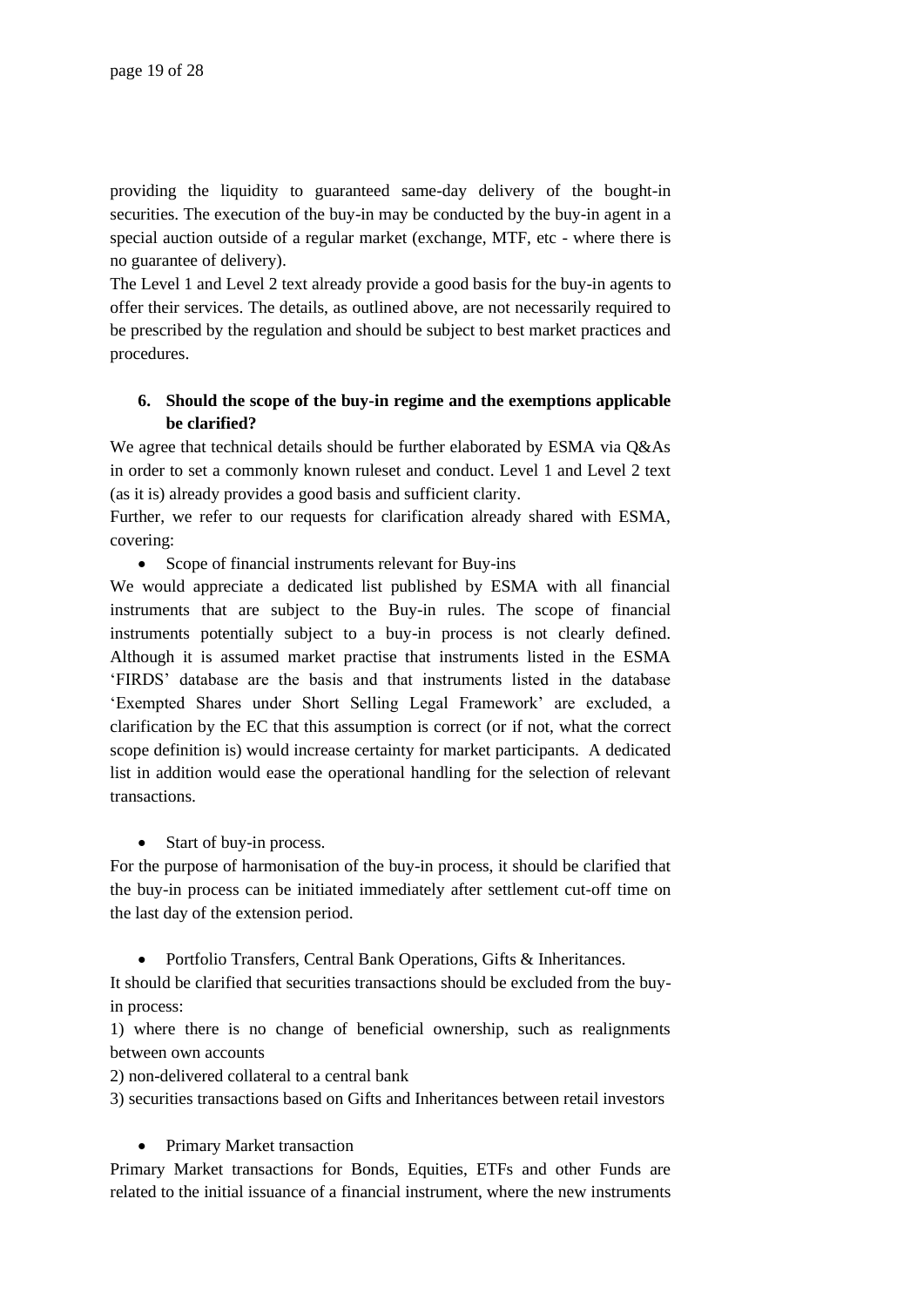providing the liquidity to guaranteed same-day delivery of the bought-in securities. The execution of the buy-in may be conducted by the buy-in agent in a special auction outside of a regular market (exchange, MTF, etc - where there is no guarantee of delivery).

The Level 1 and Level 2 text already provide a good basis for the buy-in agents to offer their services. The details, as outlined above, are not necessarily required to be prescribed by the regulation and should be subject to best market practices and procedures.

6. **Should the scope of the buy-in regime and the exemptions applicable be clarified?**

We agree that technical details should be further elaborated by ESMA via Q&As in order to set a commonly known ruleset and conduct. Level 1 and Level 2 text (as it is) already provides a good basis and sufficient clarity.

Further, we refer to our requests for clarification already shared with ESMA, covering:

- Scope of financial instruments relevant for Buy-ins

We would appreciate a dedicated list published by ESMA with all financial instruments that are subject to the Buy-in rules. The scope of financial instruments potentially subject to a buy-in process is not clearly defined. Although it is assumed market practise that instruments listed in the ESMA 'FIRDS' database are the basis and that instruments listed in the database 'Exempted Shares under Short Selling Legal Framework' are excluded, a clarification by the EC that this assumption is correct (or if not, what the correct scope definition is) would increase certainty for market participants. A dedicated list in addition would ease the operational handling for the selection of relevant transactions.

- Start of buy-in process.

For the purpose of harmonisation of the buy-in process, it should be clarified that the buy-in process can be initiated immediately after settlement cut-off time on the last day of the extension period.

- Portfolio Transfers, Central Bank Operations, Gifts & Inheritances.

It should be clarified that securities transactions should be excluded from the buy-in process:

1) where there is no change of beneficial ownership, such as realignments between own accounts

2) non-delivered collateral to a central bank

3) securities transactions based on Gifts and Inheritances between retail investors

- Primary Market transaction

Primary Market transactions for Bonds, Equities, ETFs and other Funds are related to the initial issuance of a financial instrument, where the new instruments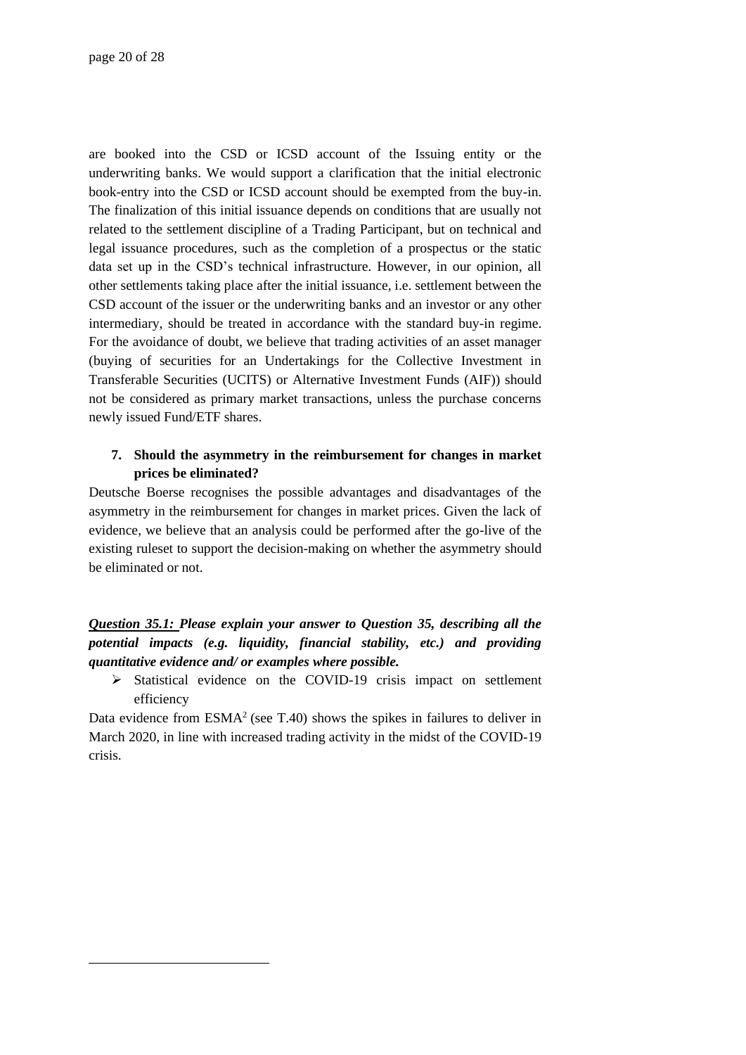are booked into the CSD or ICSD account of the Issuing entity or the underwriting banks. We would support a clarification that the initial electronic book-entry into the CSD or ICSD account should be exempted from the buy-in. The finalization of this initial issuance depends on conditions that are usually not related to the settlement discipline of a Trading Participant, but on technical and legal issuance procedures, such as the completion of a prospectus or the static data set up in the CSD's technical infrastructure. However, in our opinion, all other settlements taking place after the initial issuance, i.e. settlement between the CSD account of the issuer or the underwriting banks and an investor or any other intermediary, should be treated in accordance with the standard buy-in regime. For the avoidance of doubt, we believe that trading activities of an asset manager (buying of securities for an Undertakings for the Collective Investment in Transferable Securities (UCITS) or Alternative Investment Funds (AIF)) should not be considered as primary market transactions, unless the purchase concerns newly issued Fund/ETF shares.

7. **Should the asymmetry in the reimbursement for changes in market prices be eliminated?**

Deutsche Boerse recognises the possible advantages and disadvantages of the asymmetry in the reimbursement for changes in market prices. Given the lack of evidence, we believe that an analysis could be performed after the go-live of the existing ruleset to support the decision-making on whether the asymmetry should be eliminated or not.

***<u>Question 35.1:</u> Please explain your answer to Question 35, describing all the potential impacts (e.g. liquidity, financial stability, etc.) and providing quantitative evidence and/ or examples where possible.***

- Statistical evidence on the COVID-19 crisis impact on settlement efficiency

Data evidence from ESMA[2] (see T.40) shows the spikes in failures to deliver in March 2020, in line with increased trading activity in the midst of the COVID-19 crisis.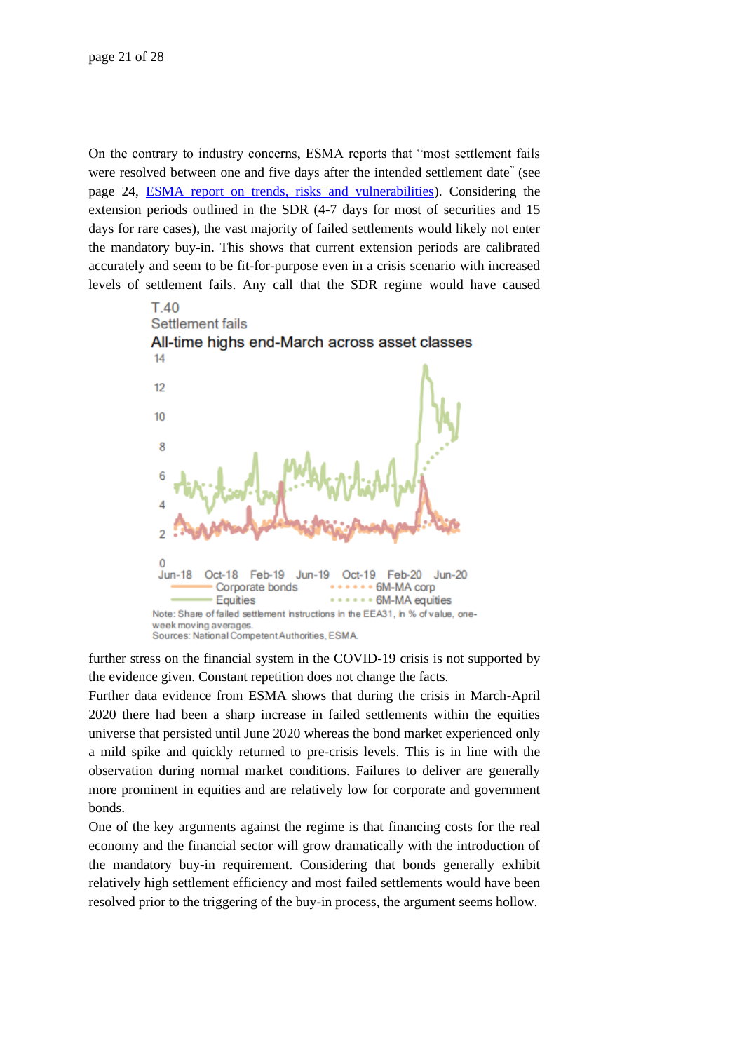On the contrary to industry concerns, ESMA reports that "most settlement fails were resolved between one and five days after the intended settlement date" (see page 24, ESMA report on trends, risks and vulnerabilities). Considering the extension periods outlined in the SDR (4-7 days for most of securities and 15 days for rare cases), the vast majority of failed settlements would likely not enter the mandatory buy-in. This shows that current extension periods are calibrated accurately and seem to be fit-for-purpose even in a crisis scenario with increased levels of settlement fails. Any call that the SDR regime would have caused further stress on the financial system in the COVID-19 crisis is not supported by the evidence given. Constant repetition does not change the facts.

T.40
Settlement fails
**All-time highs end-March across asset classes**

Corporate bonds · Equities · 6M-MA corp · 6M-MA equities

Note: Share of failed settlement instructions in the EEA31, in % of value, one-week moving averages.
Sources: National Competent Authorities, ESMA.

Further data evidence from ESMA shows that during the crisis in March-April 2020 there had been a sharp increase in failed settlements within the equities universe that persisted until June 2020 whereas the bond market experienced only a mild spike and quickly returned to pre-crisis levels. This is in line with the observation during normal market conditions. Failures to deliver are generally more prominent in equities and are relatively low for corporate and government bonds.

One of the key arguments against the regime is that financing costs for the real economy and the financial sector will grow dramatically with the introduction of the mandatory buy-in requirement. Considering that bonds generally exhibit relatively high settlement efficiency and most failed settlements would have been resolved prior to the triggering of the buy-in process, the argument seems hollow.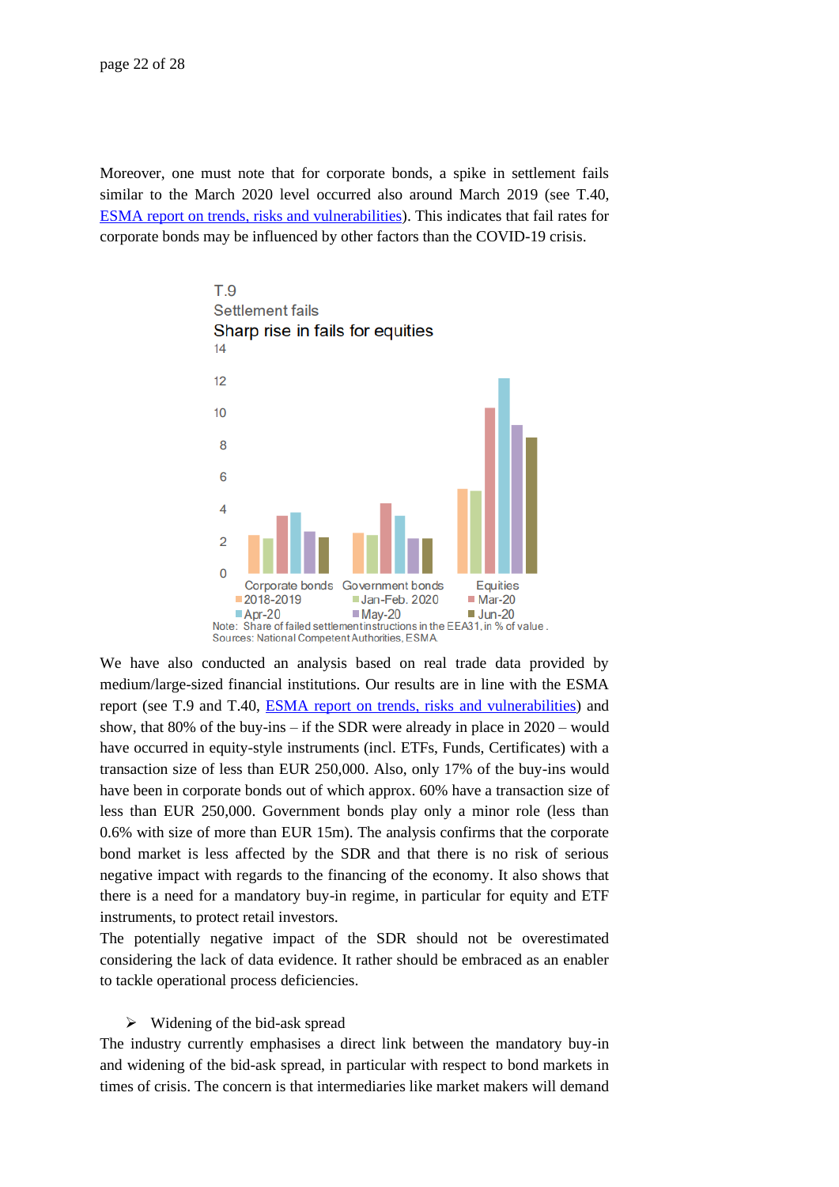Moreover, one must note that for corporate bonds, a spike in settlement fails similar to the March 2020 level occurred also around March 2019 (see T.40, [ESMA report on trends, risks and vulnerabilities](#)). This indicates that fail rates for corporate bonds may be influenced by other factors than the COVID-19 crisis.

T.9
Settlement fails
Sharp rise in fails for equities

Note: Share of failed settlement instructions in the EEA31, in % of value.
Sources: National Competent Authorities, ESMA.

We have also conducted an analysis based on real trade data provided by medium/large-sized financial institutions. Our results are in line with the ESMA report (see T.9 and T.40, [ESMA report on trends, risks and vulnerabilities](#)) and show, that 80% of the buy-ins – if the SDR were already in place in 2020 – would have occurred in equity-style instruments (incl. ETFs, Funds, Certificates) with a transaction size of less than EUR 250,000. Also, only 17% of the buy-ins would have been in corporate bonds out of which approx. 60% have a transaction size of less than EUR 250,000. Government bonds play only a minor role (less than 0.6% with size of more than EUR 15m). The analysis confirms that the corporate bond market is less affected by the SDR and that there is no risk of serious negative impact with regards to the financing of the economy. It also shows that there is a need for a mandatory buy-in regime, in particular for equity and ETF instruments, to protect retail investors.

The potentially negative impact of the SDR should not be overestimated considering the lack of data evidence. It rather should be embraced as an enabler to tackle operational process deficiencies.

- Widening of the bid-ask spread

The industry currently emphasises a direct link between the mandatory buy-in and widening of the bid-ask spread, in particular with respect to bond markets in times of crisis. The concern is that intermediaries like market makers will demand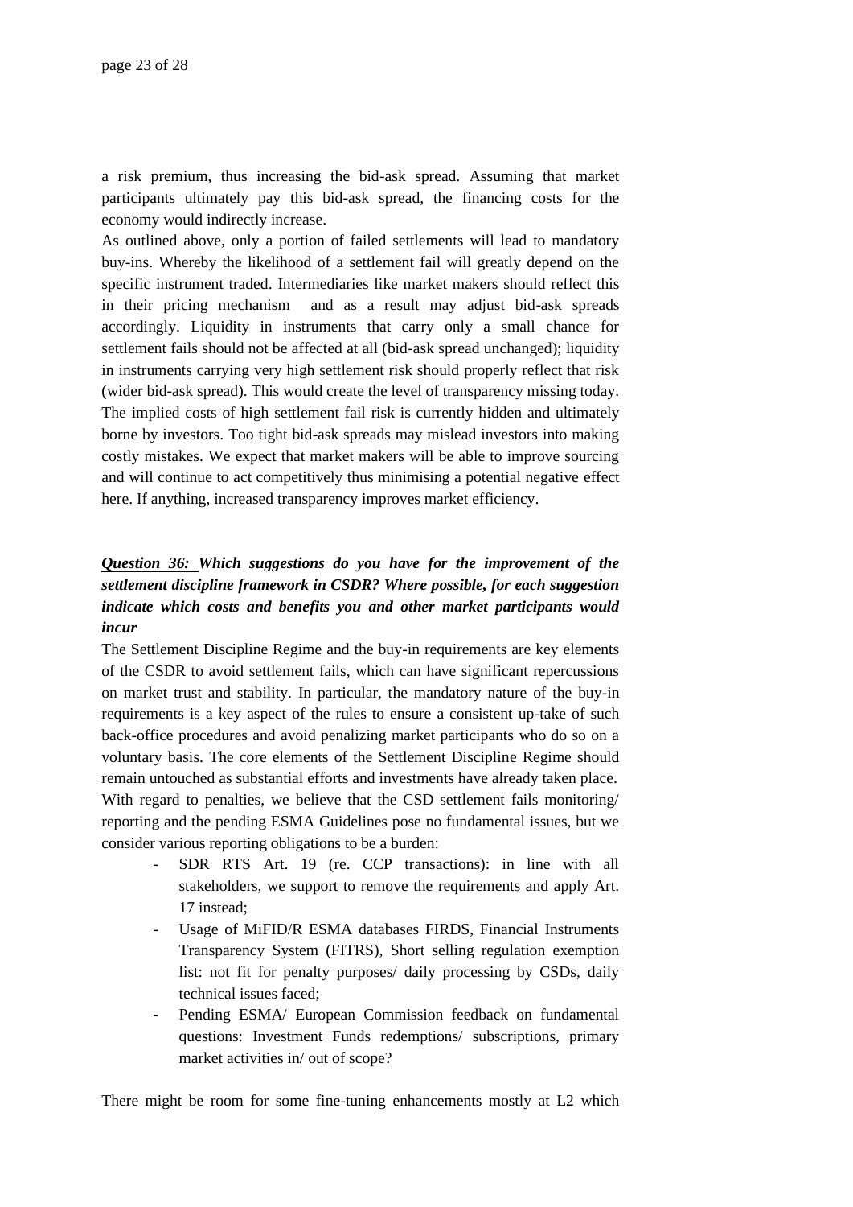a risk premium, thus increasing the bid-ask spread. Assuming that market participants ultimately pay this bid-ask spread, the financing costs for the economy would indirectly increase.

As outlined above, only a portion of failed settlements will lead to mandatory buy-ins. Whereby the likelihood of a settlement fail will greatly depend on the specific instrument traded. Intermediaries like market makers should reflect this in their pricing mechanism and as a result may adjust bid-ask spreads accordingly. Liquidity in instruments that carry only a small chance for settlement fails should not be affected at all (bid-ask spread unchanged); liquidity in instruments carrying very high settlement risk should properly reflect that risk (wider bid-ask spread). This would create the level of transparency missing today. The implied costs of high settlement fail risk is currently hidden and ultimately borne by investors. Too tight bid-ask spreads may mislead investors into making costly mistakes. We expect that market makers will be able to improve sourcing and will continue to act competitively thus minimising a potential negative effect here. If anything, increased transparency improves market efficiency.

***Question 36: Which suggestions do you have for the improvement of the settlement discipline framework in CSDR? Where possible, for each suggestion indicate which costs and benefits you and other market participants would incur***

The Settlement Discipline Regime and the buy-in requirements are key elements of the CSDR to avoid settlement fails, which can have significant repercussions on market trust and stability. In particular, the mandatory nature of the buy-in requirements is a key aspect of the rules to ensure a consistent up-take of such back-office procedures and avoid penalizing market participants who do so on a voluntary basis. The core elements of the Settlement Discipline Regime should remain untouched as substantial efforts and investments have already taken place. With regard to penalties, we believe that the CSD settlement fails monitoring/ reporting and the pending ESMA Guidelines pose no fundamental issues, but we consider various reporting obligations to be a burden:

- SDR RTS Art. 19 (re. CCP transactions): in line with all stakeholders, we support to remove the requirements and apply Art. 17 instead;
- Usage of MiFID/R ESMA databases FIRDS, Financial Instruments Transparency System (FITRS), Short selling regulation exemption list: not fit for penalty purposes/ daily processing by CSDs, daily technical issues faced;
- Pending ESMA/ European Commission feedback on fundamental questions: Investment Funds redemptions/ subscriptions, primary market activities in/ out of scope?

There might be room for some fine-tuning enhancements mostly at L2 which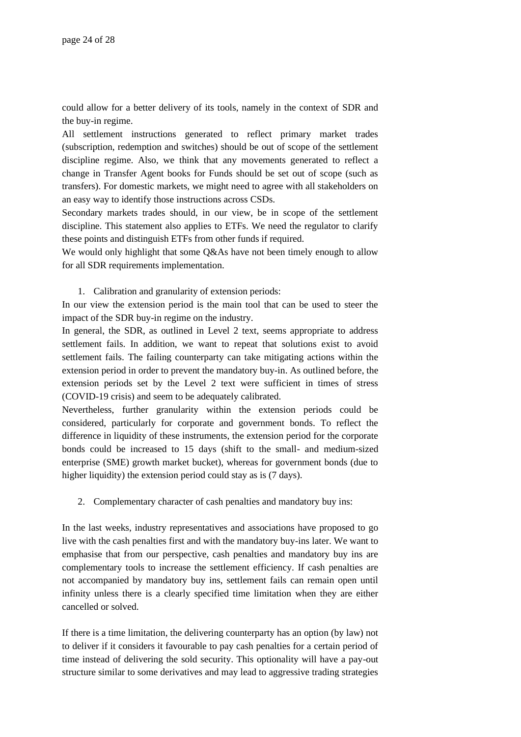could allow for a better delivery of its tools, namely in the context of SDR and the buy-in regime.

All settlement instructions generated to reflect primary market trades (subscription, redemption and switches) should be out of scope of the settlement discipline regime. Also, we think that any movements generated to reflect a change in Transfer Agent books for Funds should be set out of scope (such as transfers). For domestic markets, we might need to agree with all stakeholders on an easy way to identify those instructions across CSDs.

Secondary markets trades should, in our view, be in scope of the settlement discipline. This statement also applies to ETFs. We need the regulator to clarify these points and distinguish ETFs from other funds if required.

We would only highlight that some Q&As have not been timely enough to allow for all SDR requirements implementation.

1. Calibration and granularity of extension periods:

In our view the extension period is the main tool that can be used to steer the impact of the SDR buy-in regime on the industry.

In general, the SDR, as outlined in Level 2 text, seems appropriate to address settlement fails. In addition, we want to repeat that solutions exist to avoid settlement fails. The failing counterparty can take mitigating actions within the extension period in order to prevent the mandatory buy-in. As outlined before, the extension periods set by the Level 2 text were sufficient in times of stress (COVID-19 crisis) and seem to be adequately calibrated.

Nevertheless, further granularity within the extension periods could be considered, particularly for corporate and government bonds. To reflect the difference in liquidity of these instruments, the extension period for the corporate bonds could be increased to 15 days (shift to the small- and medium-sized enterprise (SME) growth market bucket), whereas for government bonds (due to higher liquidity) the extension period could stay as is (7 days).

2. Complementary character of cash penalties and mandatory buy ins:

In the last weeks, industry representatives and associations have proposed to go live with the cash penalties first and with the mandatory buy-ins later. We want to emphasise that from our perspective, cash penalties and mandatory buy ins are complementary tools to increase the settlement efficiency. If cash penalties are not accompanied by mandatory buy ins, settlement fails can remain open until infinity unless there is a clearly specified time limitation when they are either cancelled or solved.

If there is a time limitation, the delivering counterparty has an option (by law) not to deliver if it considers it favourable to pay cash penalties for a certain period of time instead of delivering the sold security. This optionality will have a pay-out structure similar to some derivatives and may lead to aggressive trading strategies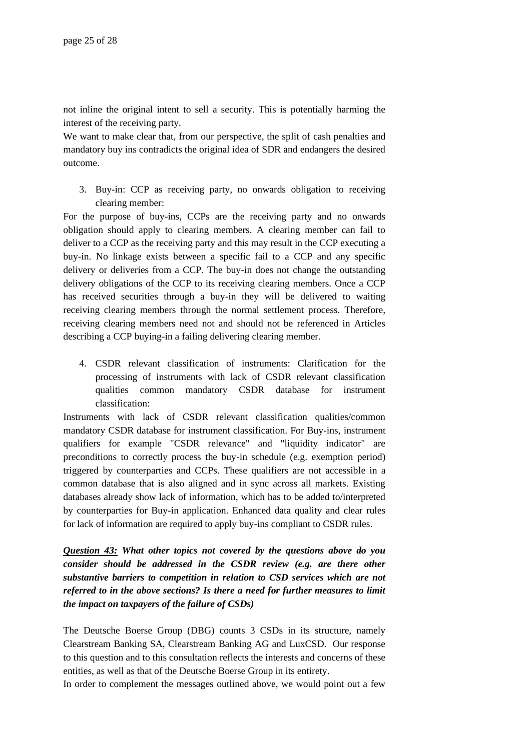not inline the original intent to sell a security. This is potentially harming the interest of the receiving party.
We want to make clear that, from our perspective, the split of cash penalties and mandatory buy ins contradicts the original idea of SDR and endangers the desired outcome.

3. Buy-in: CCP as receiving party, no onwards obligation to receiving clearing member:

For the purpose of buy-ins, CCPs are the receiving party and no onwards obligation should apply to clearing members. A clearing member can fail to deliver to a CCP as the receiving party and this may result in the CCP executing a buy-in. No linkage exists between a specific fail to a CCP and any specific delivery or deliveries from a CCP. The buy-in does not change the outstanding delivery obligations of the CCP to its receiving clearing members. Once a CCP has received securities through a buy-in they will be delivered to waiting receiving clearing members through the normal settlement process. Therefore, receiving clearing members need not and should not be referenced in Articles describing a CCP buying-in a failing delivering clearing member.

4. CSDR relevant classification of instruments: Clarification for the processing of instruments with lack of CSDR relevant classification qualities common mandatory CSDR database for instrument classification:

Instruments with lack of CSDR relevant classification qualities/common mandatory CSDR database for instrument classification. For Buy-ins, instrument qualifiers for example "CSDR relevance" and "liquidity indicator" are preconditions to correctly process the buy-in schedule (e.g. exemption period) triggered by counterparties and CCPs. These qualifiers are not accessible in a common database that is also aligned and in sync across all markets. Existing databases already show lack of information, which has to be added to/interpreted by counterparties for Buy-in application. Enhanced data quality and clear rules for lack of information are required to apply buy-ins compliant to CSDR rules.

***<u>Question 43:</u> What other topics not covered by the questions above do you consider should be addressed in the CSDR review (e.g. are there other substantive barriers to competition in relation to CSD services which are not referred to in the above sections? Is there a need for further measures to limit the impact on taxpayers of the failure of CSDs)***

The Deutsche Boerse Group (DBG) counts 3 CSDs in its structure, namely Clearstream Banking SA, Clearstream Banking AG and LuxCSD. Our response to this question and to this consultation reflects the interests and concerns of these entities, as well as that of the Deutsche Boerse Group in its entirety.
In order to complement the messages outlined above, we would point out a few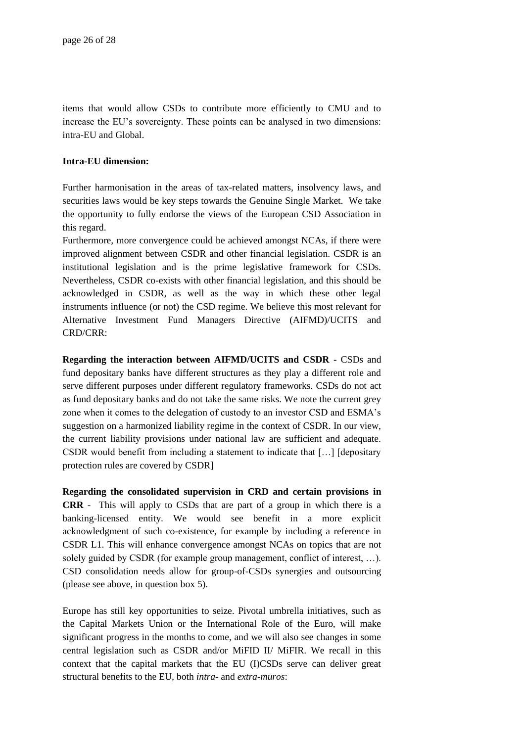items that would allow CSDs to contribute more efficiently to CMU and to increase the EU's sovereignty. These points can be analysed in two dimensions: intra-EU and Global.

**Intra-EU dimension:**

Further harmonisation in the areas of tax-related matters, insolvency laws, and securities laws would be key steps towards the Genuine Single Market. We take the opportunity to fully endorse the views of the European CSD Association in this regard.

Furthermore, more convergence could be achieved amongst NCAs, if there were improved alignment between CSDR and other financial legislation. CSDR is an institutional legislation and is the prime legislative framework for CSDs. Nevertheless, CSDR co-exists with other financial legislation, and this should be acknowledged in CSDR, as well as the way in which these other legal instruments influence (or not) the CSD regime. We believe this most relevant for Alternative Investment Fund Managers Directive (AIFMD)/UCITS and CRD/CRR:

**Regarding the interaction between AIFMD/UCITS and CSDR** - CSDs and fund depositary banks have different structures as they play a different role and serve different purposes under different regulatory frameworks. CSDs do not act as fund depositary banks and do not take the same risks. We note the current grey zone when it comes to the delegation of custody to an investor CSD and ESMA's suggestion on a harmonized liability regime in the context of CSDR. In our view, the current liability provisions under national law are sufficient and adequate. CSDR would benefit from including a statement to indicate that […] [depositary protection rules are covered by CSDR]

**Regarding the consolidated supervision in CRD and certain provisions in CRR** - This will apply to CSDs that are part of a group in which there is a banking-licensed entity. We would see benefit in a more explicit acknowledgment of such co-existence, for example by including a reference in CSDR L1. This will enhance convergence amongst NCAs on topics that are not solely guided by CSDR (for example group management, conflict of interest, …). CSD consolidation needs allow for group-of-CSDs synergies and outsourcing (please see above, in question box 5).

Europe has still key opportunities to seize. Pivotal umbrella initiatives, such as the Capital Markets Union or the International Role of the Euro, will make significant progress in the months to come, and we will also see changes in some central legislation such as CSDR and/or MiFID II/ MiFIR. We recall in this context that the capital markets that the EU (I)CSDs serve can deliver great structural benefits to the EU, both *intra-* and *extra-muros*: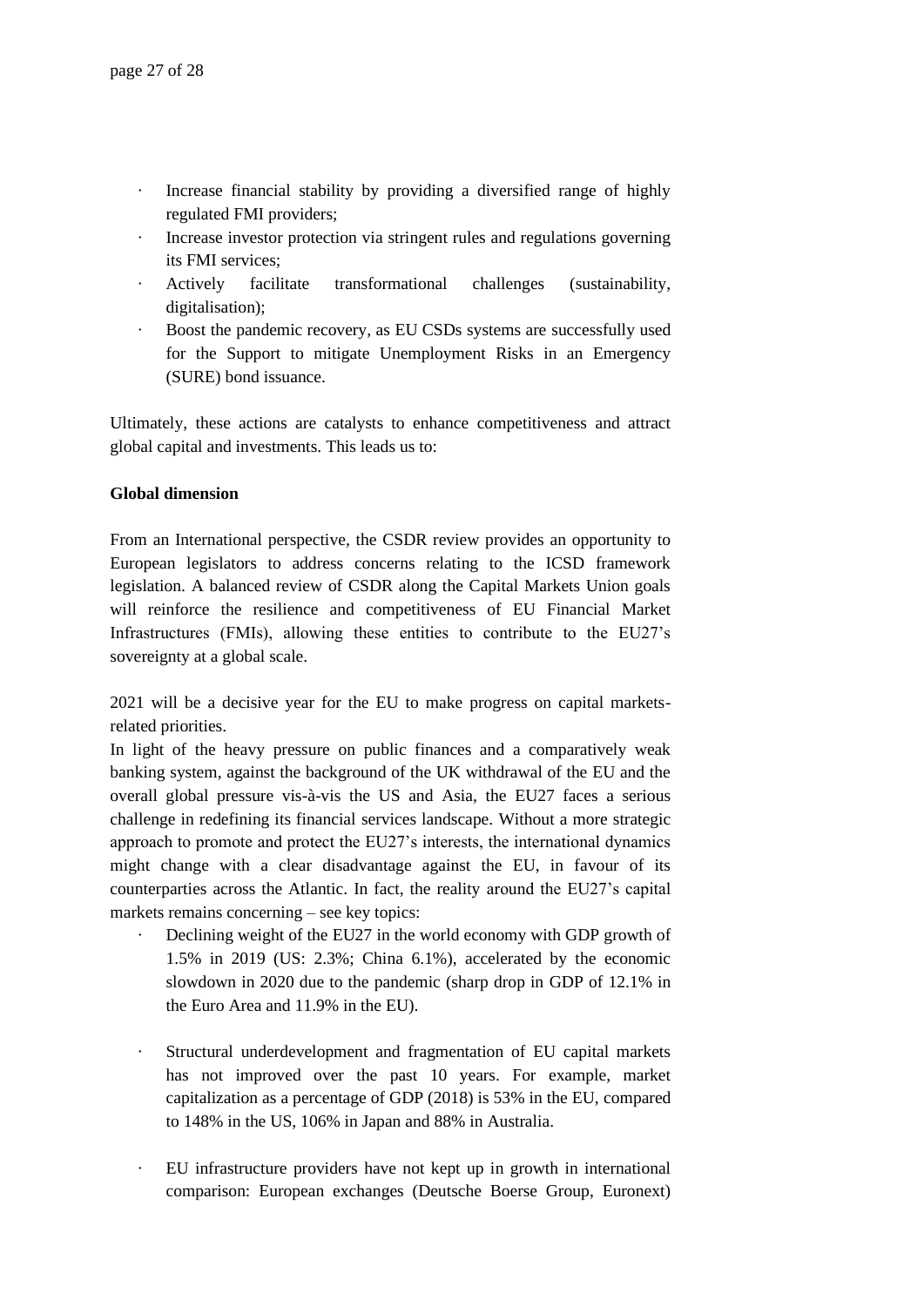- Increase financial stability by providing a diversified range of highly regulated FMI providers;
- Increase investor protection via stringent rules and regulations governing its FMI services;
- Actively facilitate transformational challenges (sustainability, digitalisation);
- Boost the pandemic recovery, as EU CSDs systems are successfully used for the Support to mitigate Unemployment Risks in an Emergency (SURE) bond issuance.

Ultimately, these actions are catalysts to enhance competitiveness and attract global capital and investments. This leads us to:

**Global dimension**

From an International perspective, the CSDR review provides an opportunity to European legislators to address concerns relating to the ICSD framework legislation. A balanced review of CSDR along the Capital Markets Union goals will reinforce the resilience and competitiveness of EU Financial Market Infrastructures (FMIs), allowing these entities to contribute to the EU27's sovereignty at a global scale.

2021 will be a decisive year for the EU to make progress on capital markets-related priorities.

In light of the heavy pressure on public finances and a comparatively weak banking system, against the background of the UK withdrawal of the EU and the overall global pressure vis-à-vis the US and Asia, the EU27 faces a serious challenge in redefining its financial services landscape. Without a more strategic approach to promote and protect the EU27's interests, the international dynamics might change with a clear disadvantage against the EU, in favour of its counterparties across the Atlantic. In fact, the reality around the EU27's capital markets remains concerning – see key topics:

- Declining weight of the EU27 in the world economy with GDP growth of 1.5% in 2019 (US: 2.3%; China 6.1%), accelerated by the economic slowdown in 2020 due to the pandemic (sharp drop in GDP of 12.1% in the Euro Area and 11.9% in the EU).

- Structural underdevelopment and fragmentation of EU capital markets has not improved over the past 10 years. For example, market capitalization as a percentage of GDP (2018) is 53% in the EU, compared to 148% in the US, 106% in Japan and 88% in Australia.

- EU infrastructure providers have not kept up in growth in international comparison: European exchanges (Deutsche Boerse Group, Euronext)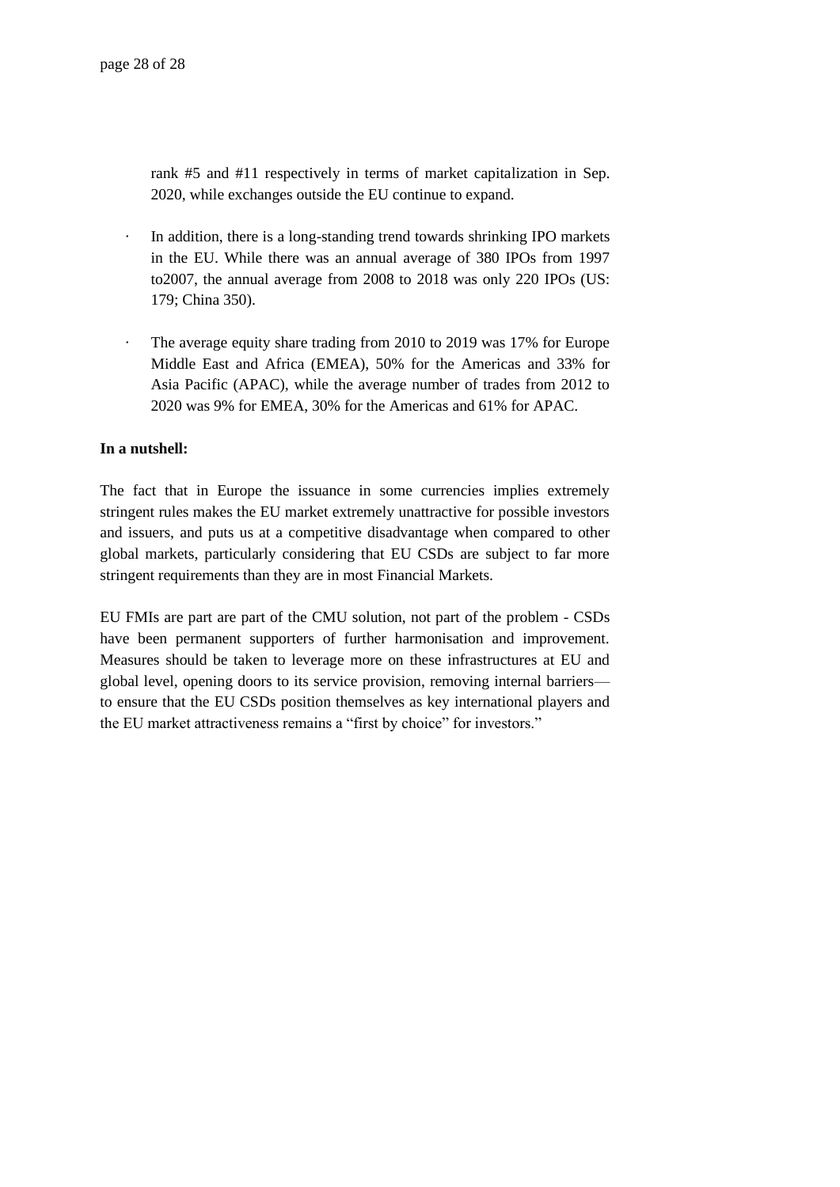rank #5 and #11 respectively in terms of market capitalization in Sep. 2020, while exchanges outside the EU continue to expand.

- In addition, there is a long-standing trend towards shrinking IPO markets in the EU. While there was an annual average of 380 IPOs from 1997 to2007, the annual average from 2008 to 2018 was only 220 IPOs (US: 179; China 350).

- The average equity share trading from 2010 to 2019 was 17% for Europe Middle East and Africa (EMEA), 50% for the Americas and 33% for Asia Pacific (APAC), while the average number of trades from 2012 to 2020 was 9% for EMEA, 30% for the Americas and 61% for APAC.

**In a nutshell:**

The fact that in Europe the issuance in some currencies implies extremely stringent rules makes the EU market extremely unattractive for possible investors and issuers, and puts us at a competitive disadvantage when compared to other global markets, particularly considering that EU CSDs are subject to far more stringent requirements than they are in most Financial Markets.

EU FMIs are part are part of the CMU solution, not part of the problem - CSDs have been permanent supporters of further harmonisation and improvement. Measures should be taken to leverage more on these infrastructures at EU and global level, opening doors to its service provision, removing internal barriers— to ensure that the EU CSDs position themselves as key international players and the EU market attractiveness remains a "first by choice" for investors."